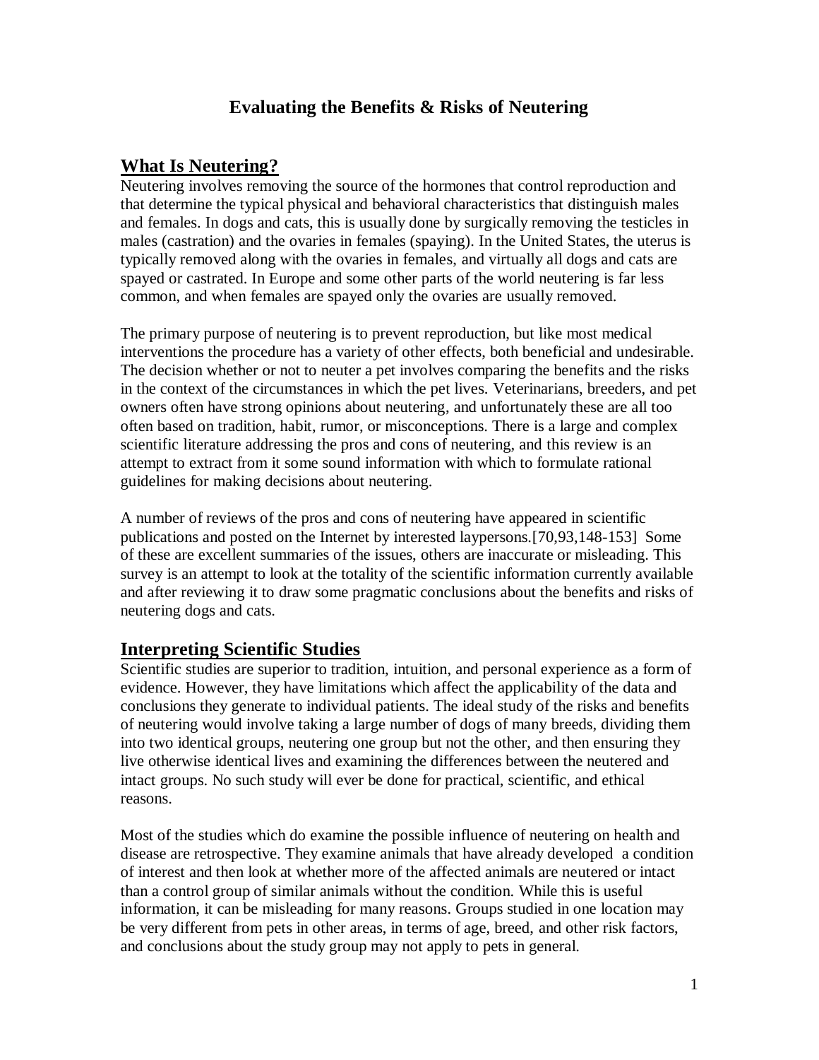# Evaluating the Benefits & Risks of Neutering

## What Is Neutering?

Neutering involves removing the source of the hormones that control reproduction and that determine the typical physical and behavioral characteristics that distinguish males and females. In dogs and cats, this is usually done by surgically removing the testicles in males (castration) and the ovaries in females (spaying). In the United States, the uterus is typically removed along with the ovaries in females, and virtually all dogs and cats are spayed or castrated. In Europe and some other parts of the world neutering is far less common, and when females are spayed only the ovaries are usually removed.

The primary purpose of neutering is to prevent reproduction, but like most medical interventions the procedure has a variety of other effects, both beneficial and undesirable. The decision whether or not to neuter a pet involves comparing the benefits and the risks in the context of the circumstances in which the pet lives. Veterinarians, breeders, and pet owners often have strong opinions about neutering, and unfortunately these are all too often based on tradition, habit, rumor, or misconceptions. There is a large and complex scientific literature addressing the pros and cons of neutering, and this review is an attempt to extract from it some sound information with which to formulate rational guidelines for making decisions about neutering.

A number of reviews of the pros and cons of neutering have appeared in scientific publications and posted on the Internet by interested laypersons.[70,93,148-153] Some of these are excellent summaries of the issues, others are inaccurate or misleading. This survey is an attempt to look at the totality of the scientific information currently available and after reviewing it to draw some pragmatic conclusions about the benefits and risks of neutering dogs and cats.

## Interpreting Scientific Studies

Scientific studies are superior to tradition, intuition, and personal experience as a form of evidence. However, they have limitations which affect the applicability of the data and conclusions they generate to individual patients. The ideal study of the risks and benefits of neutering would involve taking a large number of dogs of many breeds, dividing them into two identical groups, neutering one group but not the other, and then ensuring they live otherwise identical lives and examining the differences between the neutered and intact groups. No such study will ever be done for practical, scientific, and ethical reasons.

Most of the studies which do examine the possible influence of neutering on health and disease are retrospective. They examine animals that have already developed a condition of interest and then look at whether more of the affected animals are neutered or intact than a control group of similar animals without the condition. While this is useful information, it can be misleading for many reasons. Groups studied in one location may be very different from pets in other areas, in terms of age, breed, and other risk factors, and conclusions about the study group may not apply to pets in general.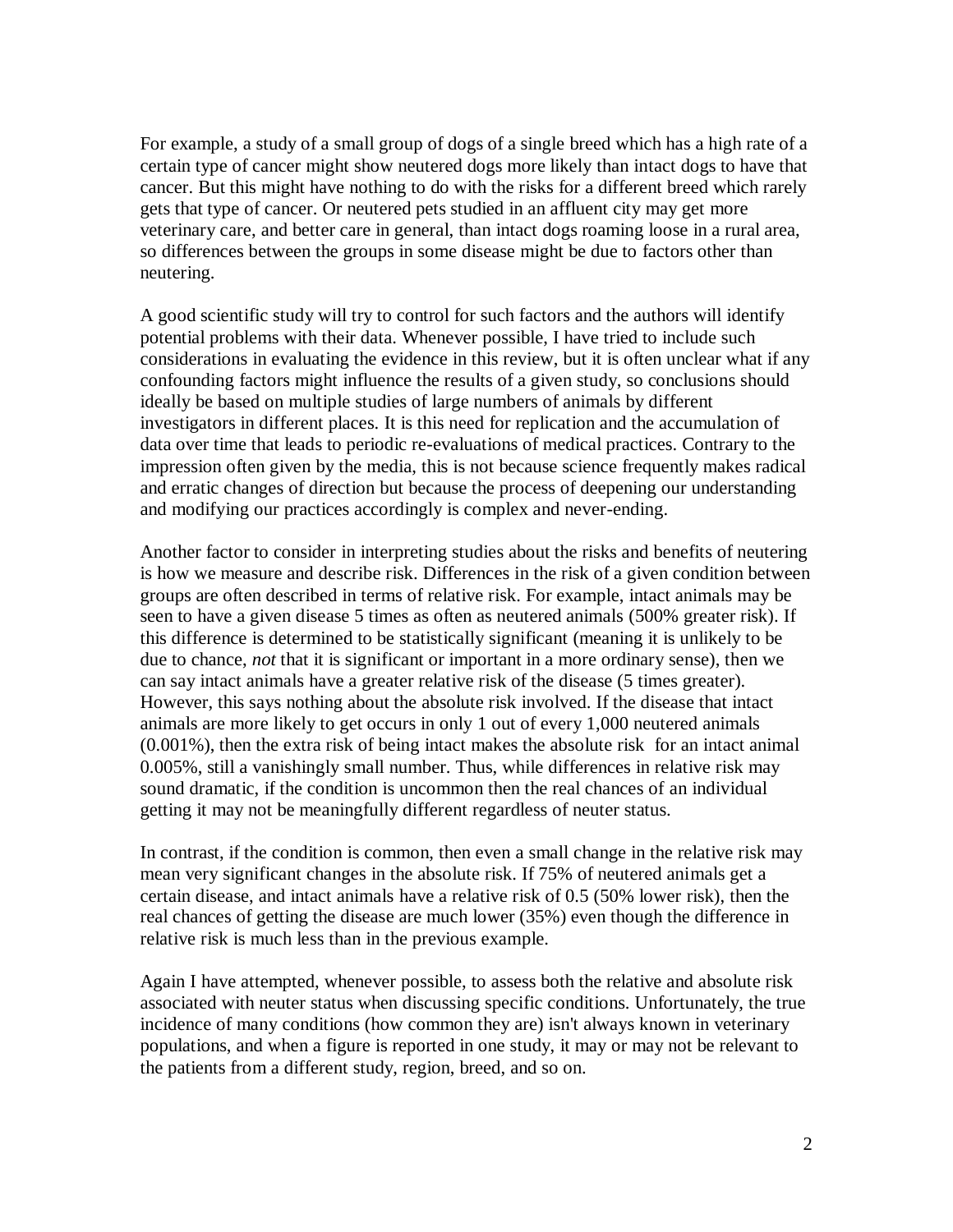For example, a study of a small group of dogs of a single breed which has a high rate of a certain type of cancer might show neutered dogs more likely than intact dogs to have that cancer. But this might have nothing to do with the risks for a different breed which rarely gets that type of cancer. Or neutered pets studied in an affluent city may get more veterinary care, and better care in general, than intact dogs roaming loose in a rural area, so differences between the groups in some disease might be due to factors other than neutering.

A good scientific study will try to control for such factors and the authors will identify potential problems with their data. Whenever possible, I have tried to include such considerations in evaluating the evidence in this review, but it is often unclear what if any confounding factors might influence the results of a given study, so conclusions should ideally be based on multiple studies of large numbers of animals by different investigators in different places. It is this need for replication and the accumulation of data over time that leads to periodic re-evaluations of medical practices. Contrary to the impression often given by the media, this is not because science frequently makes radical and erratic changes of direction but because the process of deepening our understanding and modifying our practices accordingly is complex and never-ending.

Another factor to consider in interpreting studies about the risks and benefits of neutering is how we measure and describe risk. Differences in the risk of a given condition between groups are often described in terms of relative risk. For example, intact animals may be seen to have a given disease 5 times as often as neutered animals (500% greater risk). If this difference is determined to be statistically significant (meaning it is unlikely to be due to chance, *not* that it is significant or important in a more ordinary sense), then we can say intact animals have a greater relative risk of the disease (5 times greater). However, this says nothing about the absolute risk involved. If the disease that intact animals are more likely to get occurs in only 1 out of every 1,000 neutered animals (0.001%), then the extra risk of being intact makes the absolute risk for an intact animal 0.005%, still a vanishingly small number. Thus, while differences in relative risk may sound dramatic, if the condition is uncommon then the real chances of an individual getting it may not be meaningfully different regardless of neuter status.

In contrast, if the condition is common, then even a small change in the relative risk may mean very significant changes in the absolute risk. If 75% of neutered animals get a certain disease, and intact animals have a relative risk of 0.5 (50% lower risk), then the real chances of getting the disease are much lower (35%) even though the difference in relative risk is much less than in the previous example.

Again I have attempted, whenever possible, to assess both the relative and absolute risk associated with neuter status when discussing specific conditions. Unfortunately, the true incidence of many conditions (how common they are) isn't always known in veterinary populations, and when a figure is reported in one study, it may or may not be relevant to the patients from a different study, region, breed, and so on.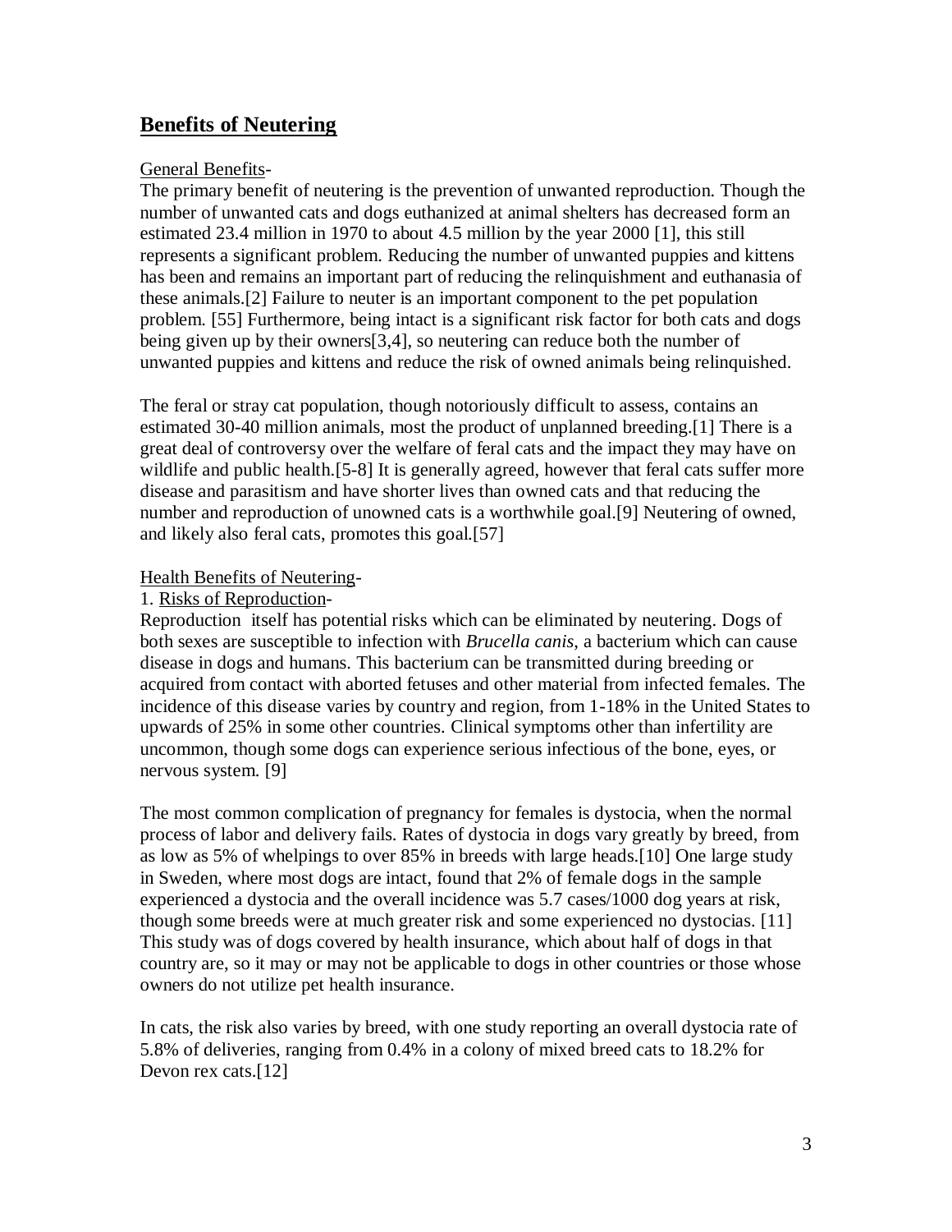## Benefits of Neutering

General Benefits-

The primary benefit of neutering is the prevention of unwanted reproduction. Though the number of unwanted cats and dogs euthanized at animal shelters has decreased form an estimated 23.4 million in 1970 to about 4.5 million by the year 2000 [1], this still represents a significant problem. Reducing the number of unwanted puppies and kittens has been and remains an important part of reducing the relinquishment and euthanasia of these animals.[2] Failure to neuter is an important component to the pet population problem. [55] Furthermore, being intact is a significant risk factor for both cats and dogs being given up by their owners[3,4], so neutering can reduce both the number of unwanted puppies and kittens and reduce the risk of owned animals being relinquished.

The feral or stray cat population, though notoriously difficult to assess, contains an estimated 30-40 million animals, most the product of unplanned breeding.[1] There is a great deal of controversy over the welfare of feral cats and the impact they may have on wildlife and public health.[5-8] It is generally agreed, however that feral cats suffer more disease and parasitism and have shorter lives than owned cats and that reducing the number and reproduction of unowned cats is a worthwhile goal.[9] Neutering of owned, and likely also feral cats, promotes this goal.[57]

Health Benefits of Neutering-

1. Risks of Reproduction-

Reproduction itself has potential risks which can be eliminated by neutering. Dogs of both sexes are susceptible to infection with *Brucella canis*, a bacterium which can cause disease in dogs and humans. This bacterium can be transmitted during breeding or acquired from contact with aborted fetuses and other material from infected females. The incidence of this disease varies by country and region, from 1-18% in the United States to upwards of 25% in some other countries. Clinical symptoms other than infertility are uncommon, though some dogs can experience serious infectious of the bone, eyes, or nervous system. [9]

The most common complication of pregnancy for females is dystocia, when the normal process of labor and delivery fails. Rates of dystocia in dogs vary greatly by breed, from as low as 5% of whelpings to over 85% in breeds with large heads.[10] One large study in Sweden, where most dogs are intact, found that 2% of female dogs in the sample experienced a dystocia and the overall incidence was 5.7 cases/1000 dog years at risk, though some breeds were at much greater risk and some experienced no dystocias. [11] This study was of dogs covered by health insurance, which about half of dogs in that country are, so it may or may not be applicable to dogs in other countries or those whose owners do not utilize pet health insurance.

In cats, the risk also varies by breed, with one study reporting an overall dystocia rate of 5.8% of deliveries, ranging from 0.4% in a colony of mixed breed cats to 18.2% for Devon rex cats.[12]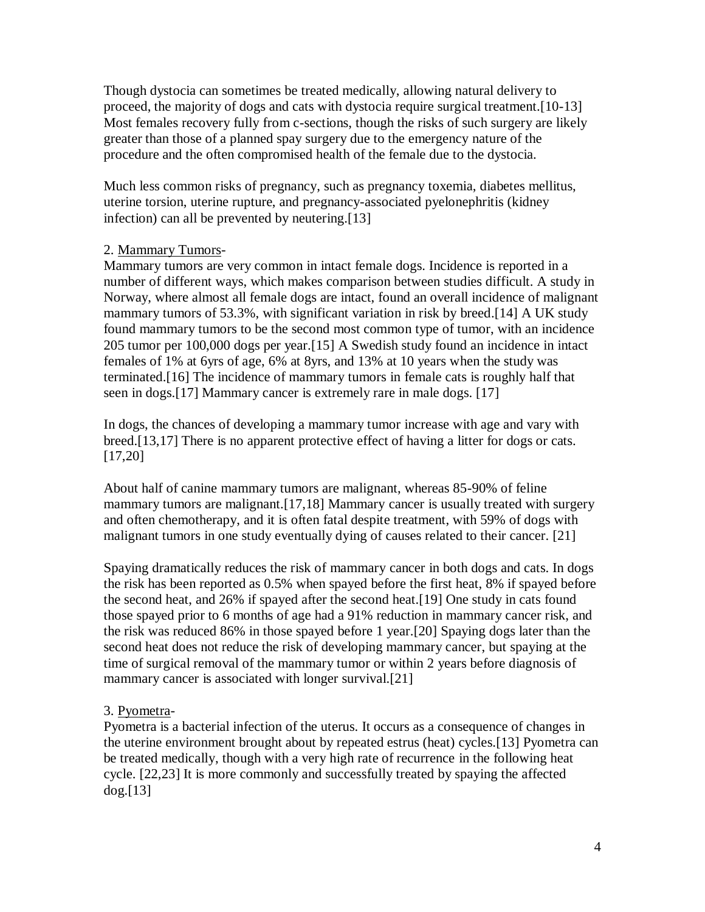Though dystocia can sometimes be treated medically, allowing natural delivery to proceed, the majority of dogs and cats with dystocia require surgical treatment.[10-13] Most females recovery fully from c-sections, though the risks of such surgery are likely greater than those of a planned spay surgery due to the emergency nature of the procedure and the often compromised health of the female due to the dystocia.

Much less common risks of pregnancy, such as pregnancy toxemia, diabetes mellitus, uterine torsion, uterine rupture, and pregnancy-associated pyelonephritis (kidney infection) can all be prevented by neutering.[13]

2. <u>Mammary Tumors</u>-
Mammary tumors are very common in intact female dogs. Incidence is reported in a number of different ways, which makes comparison between studies difficult. A study in Norway, where almost all female dogs are intact, found an overall incidence of malignant mammary tumors of 53.3%, with significant variation in risk by breed.[14] A UK study found mammary tumors to be the second most common type of tumor, with an incidence 205 tumor per 100,000 dogs per year.[15] A Swedish study found an incidence in intact females of 1% at 6yrs of age, 6% at 8yrs, and 13% at 10 years when the study was terminated.[16] The incidence of mammary tumors in female cats is roughly half that seen in dogs.[17] Mammary cancer is extremely rare in male dogs. [17]

In dogs, the chances of developing a mammary tumor increase with age and vary with breed.[13,17] There is no apparent protective effect of having a litter for dogs or cats. [17,20]

About half of canine mammary tumors are malignant, whereas 85-90% of feline mammary tumors are malignant.[17,18] Mammary cancer is usually treated with surgery and often chemotherapy, and it is often fatal despite treatment, with 59% of dogs with malignant tumors in one study eventually dying of causes related to their cancer. [21]

Spaying dramatically reduces the risk of mammary cancer in both dogs and cats. In dogs the risk has been reported as 0.5% when spayed before the first heat, 8% if spayed before the second heat, and 26% if spayed after the second heat.[19] One study in cats found those spayed prior to 6 months of age had a 91% reduction in mammary cancer risk, and the risk was reduced 86% in those spayed before 1 year.[20] Spaying dogs later than the second heat does not reduce the risk of developing mammary cancer, but spaying at the time of surgical removal of the mammary tumor or within 2 years before diagnosis of mammary cancer is associated with longer survival.[21]

3. <u>Pyometra</u>-
Pyometra is a bacterial infection of the uterus. It occurs as a consequence of changes in the uterine environment brought about by repeated estrus (heat) cycles.[13] Pyometra can be treated medically, though with a very high rate of recurrence in the following heat cycle. [22,23] It is more commonly and successfully treated by spaying the affected dog.[13]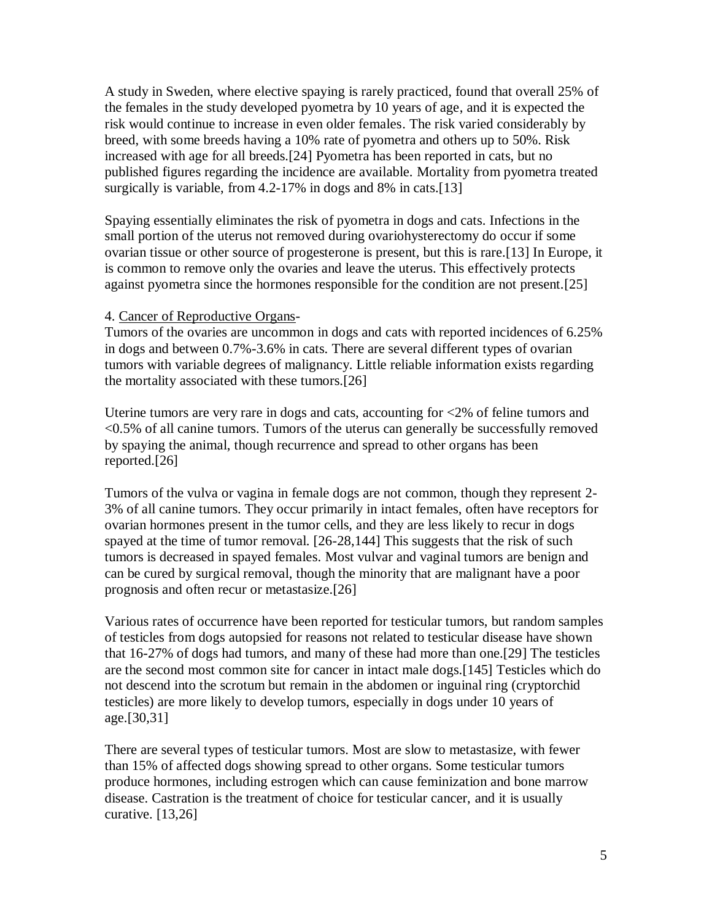A study in Sweden, where elective spaying is rarely practiced, found that overall 25% of the females in the study developed pyometra by 10 years of age, and it is expected the risk would continue to increase in even older females. The risk varied considerably by breed, with some breeds having a 10% rate of pyometra and others up to 50%. Risk increased with age for all breeds.[24] Pyometra has been reported in cats, but no published figures regarding the incidence are available. Mortality from pyometra treated surgically is variable, from 4.2-17% in dogs and 8% in cats.[13]

Spaying essentially eliminates the risk of pyometra in dogs and cats. Infections in the small portion of the uterus not removed during ovariohysterectomy do occur if some ovarian tissue or other source of progesterone is present, but this is rare.[13] In Europe, it is common to remove only the ovaries and leave the uterus. This effectively protects against pyometra since the hormones responsible for the condition are not present.[25]

4. Cancer of Reproductive Organs-

Tumors of the ovaries are uncommon in dogs and cats with reported incidences of 6.25% in dogs and between 0.7%-3.6% in cats. There are several different types of ovarian tumors with variable degrees of malignancy. Little reliable information exists regarding the mortality associated with these tumors.[26]

Uterine tumors are very rare in dogs and cats, accounting for <2% of feline tumors and <0.5% of all canine tumors. Tumors of the uterus can generally be successfully removed by spaying the animal, though recurrence and spread to other organs has been reported.[26]

Tumors of the vulva or vagina in female dogs are not common, though they represent 2-3% of all canine tumors. They occur primarily in intact females, often have receptors for ovarian hormones present in the tumor cells, and they are less likely to recur in dogs spayed at the time of tumor removal. [26-28,144] This suggests that the risk of such tumors is decreased in spayed females. Most vulvar and vaginal tumors are benign and can be cured by surgical removal, though the minority that are malignant have a poor prognosis and often recur or metastasize.[26]

Various rates of occurrence have been reported for testicular tumors, but random samples of testicles from dogs autopsied for reasons not related to testicular disease have shown that 16-27% of dogs had tumors, and many of these had more than one.[29] The testicles are the second most common site for cancer in intact male dogs.[145] Testicles which do not descend into the scrotum but remain in the abdomen or inguinal ring (cryptorchid testicles) are more likely to develop tumors, especially in dogs under 10 years of age.[30,31]

There are several types of testicular tumors. Most are slow to metastasize, with fewer than 15% of affected dogs showing spread to other organs. Some testicular tumors produce hormones, including estrogen which can cause feminization and bone marrow disease. Castration is the treatment of choice for testicular cancer, and it is usually curative. [13,26]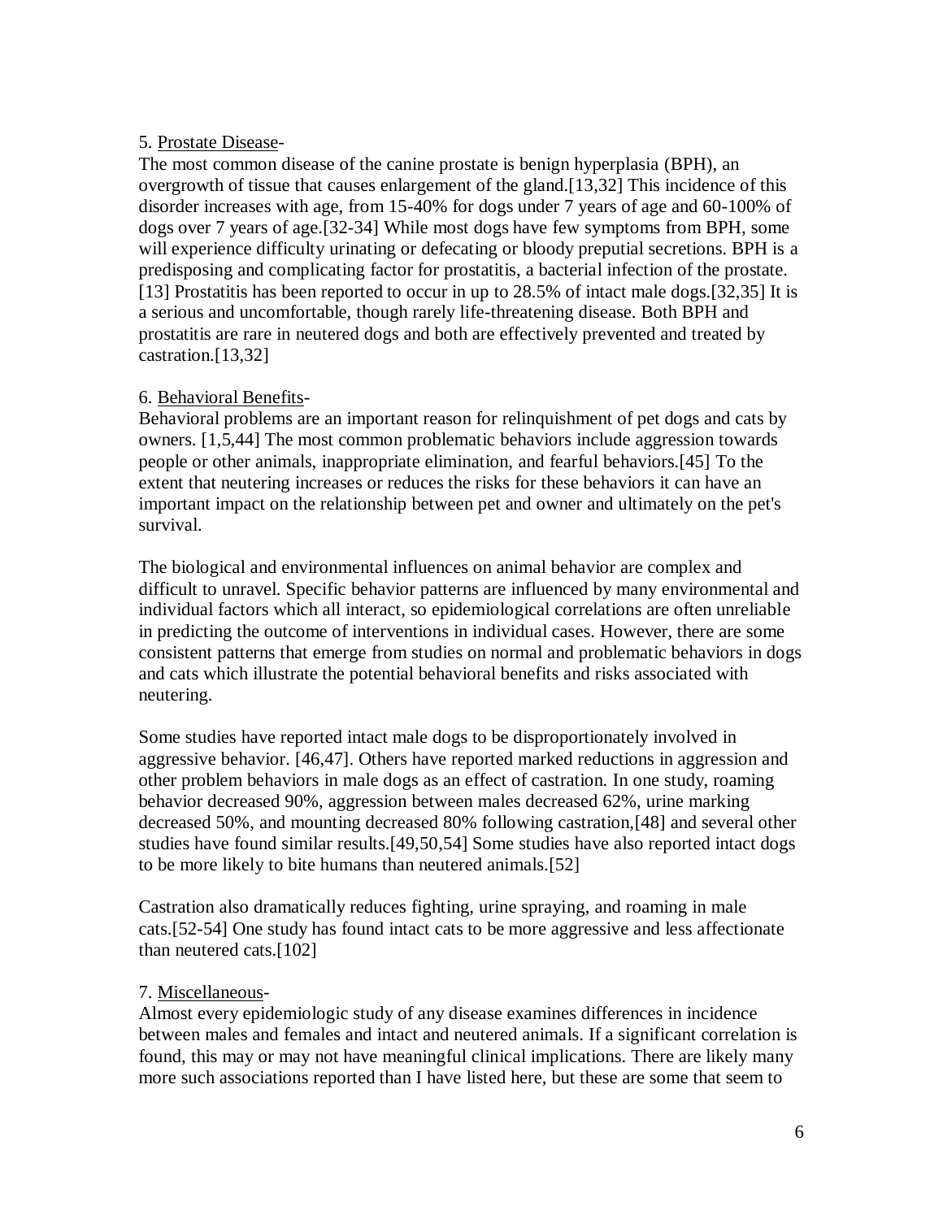5. Prostate Disease-

The most common disease of the canine prostate is benign hyperplasia (BPH), an overgrowth of tissue that causes enlargement of the gland.[13,32] This incidence of this disorder increases with age, from 15-40% for dogs under 7 years of age and 60-100% of dogs over 7 years of age.[32-34] While most dogs have few symptoms from BPH, some will experience difficulty urinating or defecating or bloody preputial secretions. BPH is a predisposing and complicating factor for prostatitis, a bacterial infection of the prostate.[13] Prostatitis has been reported to occur in up to 28.5% of intact male dogs.[32,35] It is a serious and uncomfortable, though rarely life-threatening disease. Both BPH and prostatitis are rare in neutered dogs and both are effectively prevented and treated by castration.[13,32]

6. Behavioral Benefits-

Behavioral problems are an important reason for relinquishment of pet dogs and cats by owners. [1,5,44] The most common problematic behaviors include aggression towards people or other animals, inappropriate elimination, and fearful behaviors.[45] To the extent that neutering increases or reduces the risks for these behaviors it can have an important impact on the relationship between pet and owner and ultimately on the pet's survival.

The biological and environmental influences on animal behavior are complex and difficult to unravel. Specific behavior patterns are influenced by many environmental and individual factors which all interact, so epidemiological correlations are often unreliable in predicting the outcome of interventions in individual cases. However, there are some consistent patterns that emerge from studies on normal and problematic behaviors in dogs and cats which illustrate the potential behavioral benefits and risks associated with neutering.

Some studies have reported intact male dogs to be disproportionately involved in aggressive behavior. [46,47]. Others have reported marked reductions in aggression and other problem behaviors in male dogs as an effect of castration. In one study, roaming behavior decreased 90%, aggression between males decreased 62%, urine marking decreased 50%, and mounting decreased 80% following castration,[48] and several other studies have found similar results.[49,50,54] Some studies have also reported intact dogs to be more likely to bite humans than neutered animals.[52]

Castration also dramatically reduces fighting, urine spraying, and roaming in male cats.[52-54] One study has found intact cats to be more aggressive and less affectionate than neutered cats.[102]

7. Miscellaneous-

Almost every epidemiologic study of any disease examines differences in incidence between males and females and intact and neutered animals. If a significant correlation is found, this may or may not have meaningful clinical implications. There are likely many more such associations reported than I have listed here, but these are some that seem to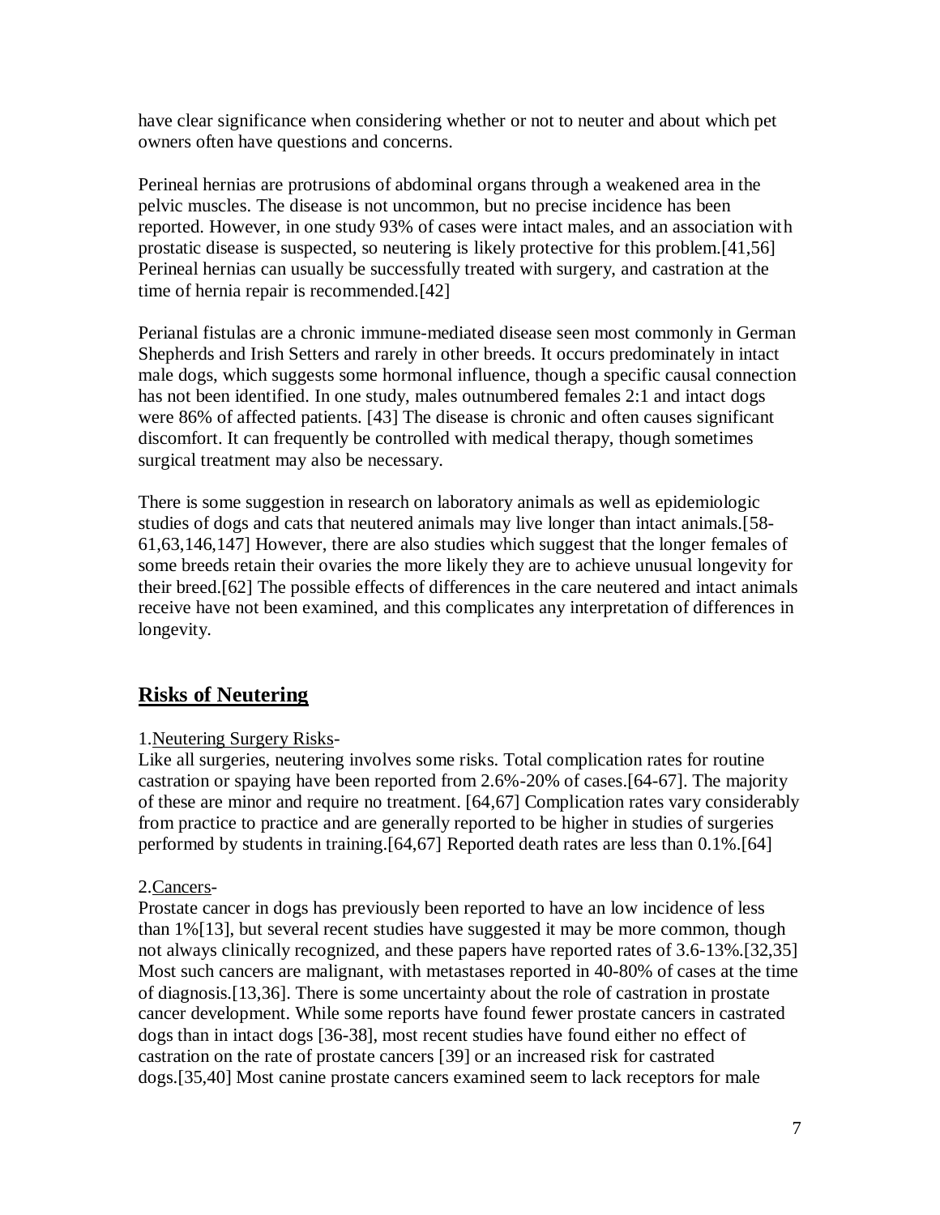have clear significance when considering whether or not to neuter and about which pet owners often have questions and concerns.

Perineal hernias are protrusions of abdominal organs through a weakened area in the pelvic muscles. The disease is not uncommon, but no precise incidence has been reported. However, in one study 93% of cases were intact males, and an association with prostatic disease is suspected, so neutering is likely protective for this problem.[41,56] Perineal hernias can usually be successfully treated with surgery, and castration at the time of hernia repair is recommended.[42]

Perianal fistulas are a chronic immune-mediated disease seen most commonly in German Shepherds and Irish Setters and rarely in other breeds. It occurs predominately in intact male dogs, which suggests some hormonal influence, though a specific causal connection has not been identified. In one study, males outnumbered females 2:1 and intact dogs were 86% of affected patients. [43] The disease is chronic and often causes significant discomfort. It can frequently be controlled with medical therapy, though sometimes surgical treatment may also be necessary.

There is some suggestion in research on laboratory animals as well as epidemiologic studies of dogs and cats that neutered animals may live longer than intact animals.[58-61,63,146,147] However, there are also studies which suggest that the longer females of some breeds retain their ovaries the more likely they are to achieve unusual longevity for their breed.[62] The possible effects of differences in the care neutered and intact animals receive have not been examined, and this complicates any interpretation of differences in longevity.

## Risks of Neutering

1.Neutering Surgery Risks-

Like all surgeries, neutering involves some risks. Total complication rates for routine castration or spaying have been reported from 2.6%-20% of cases.[64-67]. The majority of these are minor and require no treatment. [64,67] Complication rates vary considerably from practice to practice and are generally reported to be higher in studies of surgeries performed by students in training.[64,67] Reported death rates are less than 0.1%.[64]

2.Cancers-

Prostate cancer in dogs has previously been reported to have an low incidence of less than 1%[13], but several recent studies have suggested it may be more common, though not always clinically recognized, and these papers have reported rates of 3.6-13%.[32,35] Most such cancers are malignant, with metastases reported in 40-80% of cases at the time of diagnosis.[13,36]. There is some uncertainty about the role of castration in prostate cancer development. While some reports have found fewer prostate cancers in castrated dogs than in intact dogs [36-38], most recent studies have found either no effect of castration on the rate of prostate cancers [39] or an increased risk for castrated dogs.[35,40] Most canine prostate cancers examined seem to lack receptors for male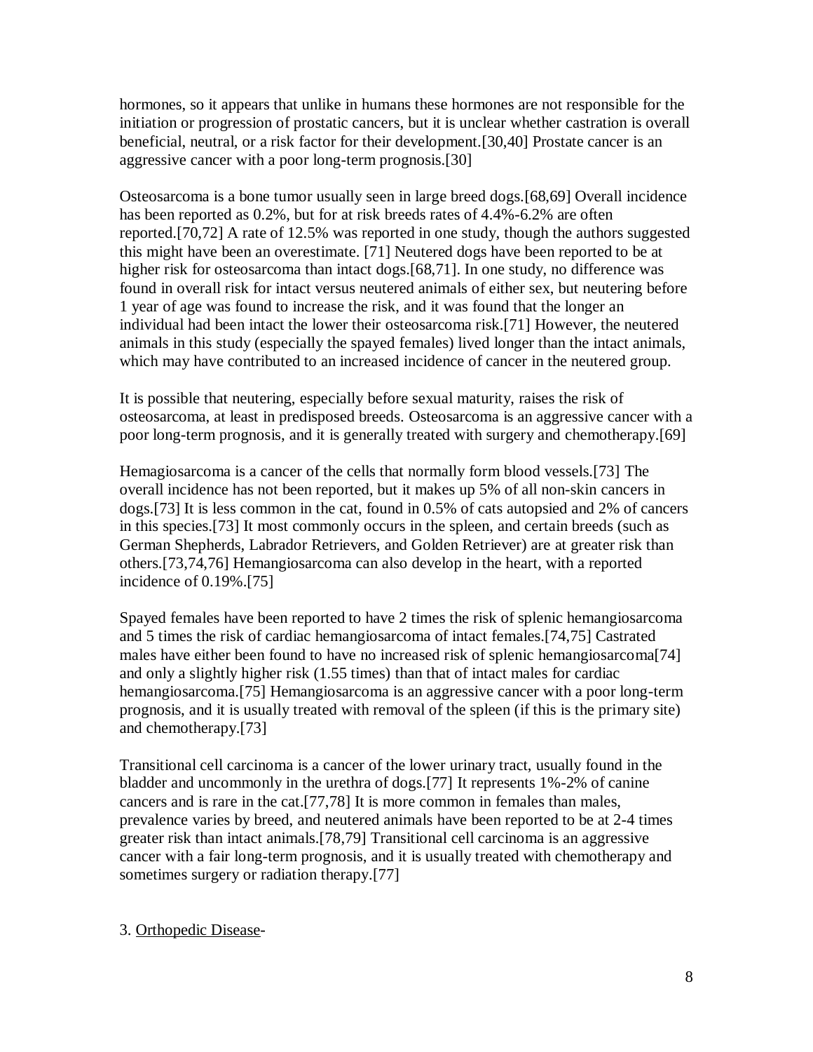hormones, so it appears that unlike in humans these hormones are not responsible for the initiation or progression of prostatic cancers, but it is unclear whether castration is overall beneficial, neutral, or a risk factor for their development.[30,40] Prostate cancer is an aggressive cancer with a poor long-term prognosis.[30]

Osteosarcoma is a bone tumor usually seen in large breed dogs.[68,69] Overall incidence has been reported as 0.2%, but for at risk breeds rates of 4.4%-6.2% are often reported.[70,72] A rate of 12.5% was reported in one study, though the authors suggested this might have been an overestimate. [71] Neutered dogs have been reported to be at higher risk for osteosarcoma than intact dogs.[68,71]. In one study, no difference was found in overall risk for intact versus neutered animals of either sex, but neutering before 1 year of age was found to increase the risk, and it was found that the longer an individual had been intact the lower their osteosarcoma risk.[71] However, the neutered animals in this study (especially the spayed females) lived longer than the intact animals, which may have contributed to an increased incidence of cancer in the neutered group.

It is possible that neutering, especially before sexual maturity, raises the risk of osteosarcoma, at least in predisposed breeds. Osteosarcoma is an aggressive cancer with a poor long-term prognosis, and it is generally treated with surgery and chemotherapy.[69]

Hemagiosarcoma is a cancer of the cells that normally form blood vessels.[73] The overall incidence has not been reported, but it makes up 5% of all non-skin cancers in dogs.[73] It is less common in the cat, found in 0.5% of cats autopsied and 2% of cancers in this species.[73] It most commonly occurs in the spleen, and certain breeds (such as German Shepherds, Labrador Retrievers, and Golden Retriever) are at greater risk than others.[73,74,76] Hemangiosarcoma can also develop in the heart, with a reported incidence of 0.19%.[75]

Spayed females have been reported to have 2 times the risk of splenic hemangiosarcoma and 5 times the risk of cardiac hemangiosarcoma of intact females.[74,75] Castrated males have either been found to have no increased risk of splenic hemangiosarcoma[74] and only a slightly higher risk (1.55 times) than that of intact males for cardiac hemangiosarcoma.[75] Hemangiosarcoma is an aggressive cancer with a poor long-term prognosis, and it is usually treated with removal of the spleen (if this is the primary site) and chemotherapy.[73]

Transitional cell carcinoma is a cancer of the lower urinary tract, usually found in the bladder and uncommonly in the urethra of dogs.[77] It represents 1%-2% of canine cancers and is rare in the cat.[77,78] It is more common in females than males, prevalence varies by breed, and neutered animals have been reported to be at 2-4 times greater risk than intact animals.[78,79] Transitional cell carcinoma is an aggressive cancer with a fair long-term prognosis, and it is usually treated with chemotherapy and sometimes surgery or radiation therapy.[77]

3. Orthopedic Disease-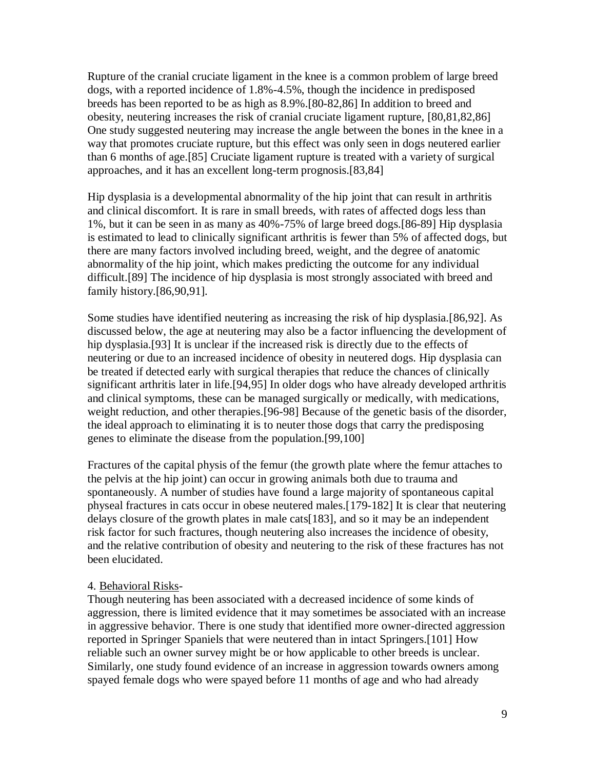Rupture of the cranial cruciate ligament in the knee is a common problem of large breed dogs, with a reported incidence of 1.8%-4.5%, though the incidence in predisposed breeds has been reported to be as high as 8.9%.[80-82,86] In addition to breed and obesity, neutering increases the risk of cranial cruciate ligament rupture, [80,81,82,86] One study suggested neutering may increase the angle between the bones in the knee in a way that promotes cruciate rupture, but this effect was only seen in dogs neutered earlier than 6 months of age.[85] Cruciate ligament rupture is treated with a variety of surgical approaches, and it has an excellent long-term prognosis.[83,84]

Hip dysplasia is a developmental abnormality of the hip joint that can result in arthritis and clinical discomfort. It is rare in small breeds, with rates of affected dogs less than 1%, but it can be seen in as many as 40%-75% of large breed dogs.[86-89] Hip dysplasia is estimated to lead to clinically significant arthritis is fewer than 5% of affected dogs, but there are many factors involved including breed, weight, and the degree of anatomic abnormality of the hip joint, which makes predicting the outcome for any individual difficult.[89] The incidence of hip dysplasia is most strongly associated with breed and family history.[86,90,91].

Some studies have identified neutering as increasing the risk of hip dysplasia.[86,92]. As discussed below, the age at neutering may also be a factor influencing the development of hip dysplasia.[93] It is unclear if the increased risk is directly due to the effects of neutering or due to an increased incidence of obesity in neutered dogs. Hip dysplasia can be treated if detected early with surgical therapies that reduce the chances of clinically significant arthritis later in life.[94,95] In older dogs who have already developed arthritis and clinical symptoms, these can be managed surgically or medically, with medications, weight reduction, and other therapies.[96-98] Because of the genetic basis of the disorder, the ideal approach to eliminating it is to neuter those dogs that carry the predisposing genes to eliminate the disease from the population.[99,100]

Fractures of the capital physis of the femur (the growth plate where the femur attaches to the pelvis at the hip joint) can occur in growing animals both due to trauma and spontaneously. A number of studies have found a large majority of spontaneous capital physeal fractures in cats occur in obese neutered males.[179-182] It is clear that neutering delays closure of the growth plates in male cats[183], and so it may be an independent risk factor for such fractures, though neutering also increases the incidence of obesity, and the relative contribution of obesity and neutering to the risk of these fractures has not been elucidated.

4. <u>Behavioral Risks</u>-

Though neutering has been associated with a decreased incidence of some kinds of aggression, there is limited evidence that it may sometimes be associated with an increase in aggressive behavior. There is one study that identified more owner-directed aggression reported in Springer Spaniels that were neutered than in intact Springers.[101] How reliable such an owner survey might be or how applicable to other breeds is unclear. Similarly, one study found evidence of an increase in aggression towards owners among spayed female dogs who were spayed before 11 months of age and who had already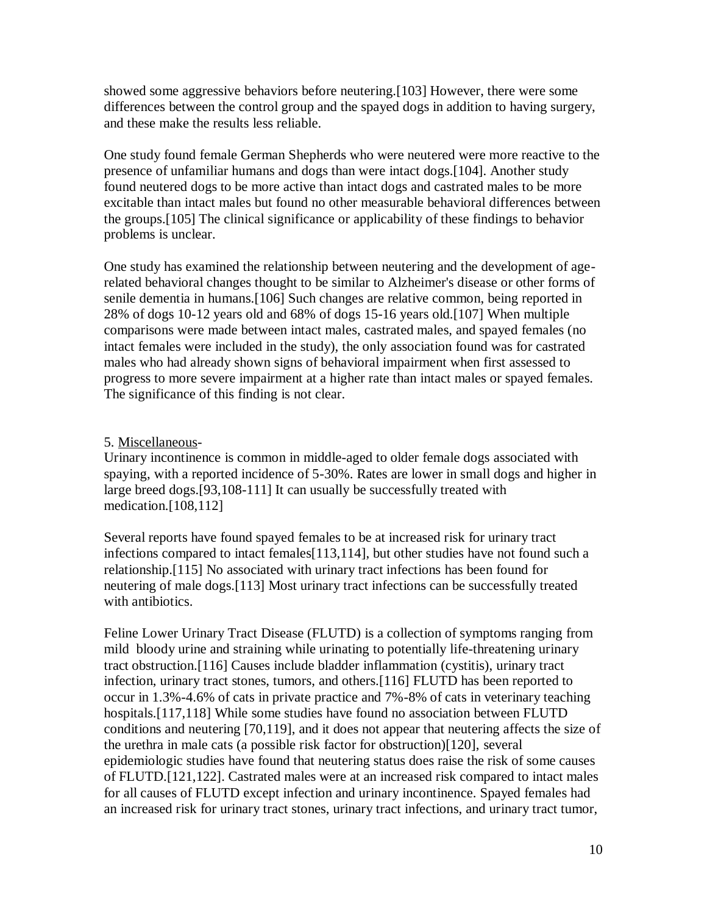showed some aggressive behaviors before neutering.[103] However, there were some differences between the control group and the spayed dogs in addition to having surgery, and these make the results less reliable.

One study found female German Shepherds who were neutered were more reactive to the presence of unfamiliar humans and dogs than were intact dogs.[104]. Another study found neutered dogs to be more active than intact dogs and castrated males to be more excitable than intact males but found no other measurable behavioral differences between the groups.[105] The clinical significance or applicability of these findings to behavior problems is unclear.

One study has examined the relationship between neutering and the development of age-related behavioral changes thought to be similar to Alzheimer's disease or other forms of senile dementia in humans.[106] Such changes are relative common, being reported in 28% of dogs 10-12 years old and 68% of dogs 15-16 years old.[107] When multiple comparisons were made between intact males, castrated males, and spayed females (no intact females were included in the study), the only association found was for castrated males who had already shown signs of behavioral impairment when first assessed to progress to more severe impairment at a higher rate than intact males or spayed females. The significance of this finding is not clear.

5. Miscellaneous-

Urinary incontinence is common in middle-aged to older female dogs associated with spaying, with a reported incidence of 5-30%. Rates are lower in small dogs and higher in large breed dogs.[93,108-111] It can usually be successfully treated with medication.[108,112]

Several reports have found spayed females to be at increased risk for urinary tract infections compared to intact females[113,114], but other studies have not found such a relationship.[115] No associated with urinary tract infections has been found for neutering of male dogs.[113] Most urinary tract infections can be successfully treated with antibiotics.

Feline Lower Urinary Tract Disease (FLUTD) is a collection of symptoms ranging from mild bloody urine and straining while urinating to potentially life-threatening urinary tract obstruction.[116] Causes include bladder inflammation (cystitis), urinary tract infection, urinary tract stones, tumors, and others.[116] FLUTD has been reported to occur in 1.3%-4.6% of cats in private practice and 7%-8% of cats in veterinary teaching hospitals.[117,118] While some studies have found no association between FLUTD conditions and neutering [70,119], and it does not appear that neutering affects the size of the urethra in male cats (a possible risk factor for obstruction)[120], several epidemiologic studies have found that neutering status does raise the risk of some causes of FLUTD.[121,122]. Castrated males were at an increased risk compared to intact males for all causes of FLUTD except infection and urinary incontinence. Spayed females had an increased risk for urinary tract stones, urinary tract infections, and urinary tract tumor,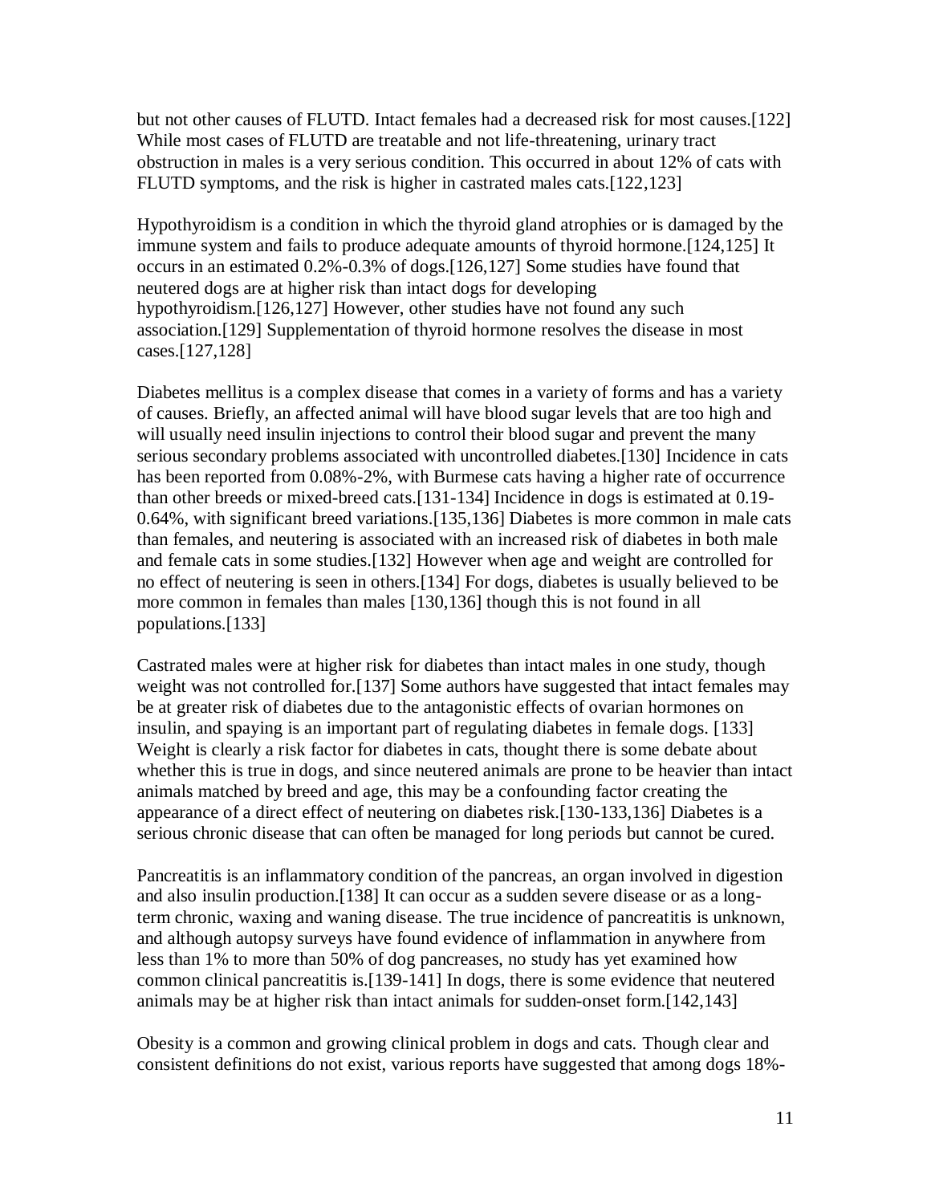but not other causes of FLUTD. Intact females had a decreased risk for most causes.[122] While most cases of FLUTD are treatable and not life-threatening, urinary tract obstruction in males is a very serious condition. This occurred in about 12% of cats with FLUTD symptoms, and the risk is higher in castrated males cats.[122,123]

Hypothyroidism is a condition in which the thyroid gland atrophies or is damaged by the immune system and fails to produce adequate amounts of thyroid hormone.[124,125] It occurs in an estimated 0.2%-0.3% of dogs.[126,127] Some studies have found that neutered dogs are at higher risk than intact dogs for developing hypothyroidism.[126,127] However, other studies have not found any such association.[129] Supplementation of thyroid hormone resolves the disease in most cases.[127,128]

Diabetes mellitus is a complex disease that comes in a variety of forms and has a variety of causes. Briefly, an affected animal will have blood sugar levels that are too high and will usually need insulin injections to control their blood sugar and prevent the many serious secondary problems associated with uncontrolled diabetes.[130] Incidence in cats has been reported from 0.08%-2%, with Burmese cats having a higher rate of occurrence than other breeds or mixed-breed cats.[131-134] Incidence in dogs is estimated at 0.19-0.64%, with significant breed variations.[135,136] Diabetes is more common in male cats than females, and neutering is associated with an increased risk of diabetes in both male and female cats in some studies.[132] However when age and weight are controlled for no effect of neutering is seen in others.[134] For dogs, diabetes is usually believed to be more common in females than males [130,136] though this is not found in all populations.[133]

Castrated males were at higher risk for diabetes than intact males in one study, though weight was not controlled for.[137] Some authors have suggested that intact females may be at greater risk of diabetes due to the antagonistic effects of ovarian hormones on insulin, and spaying is an important part of regulating diabetes in female dogs. [133] Weight is clearly a risk factor for diabetes in cats, thought there is some debate about whether this is true in dogs, and since neutered animals are prone to be heavier than intact animals matched by breed and age, this may be a confounding factor creating the appearance of a direct effect of neutering on diabetes risk.[130-133,136] Diabetes is a serious chronic disease that can often be managed for long periods but cannot be cured.

Pancreatitis is an inflammatory condition of the pancreas, an organ involved in digestion and also insulin production.[138] It can occur as a sudden severe disease or as a long-term chronic, waxing and waning disease. The true incidence of pancreatitis is unknown, and although autopsy surveys have found evidence of inflammation in anywhere from less than 1% to more than 50% of dog pancreases, no study has yet examined how common clinical pancreatitis is.[139-141] In dogs, there is some evidence that neutered animals may be at higher risk than intact animals for sudden-onset form.[142,143]

Obesity is a common and growing clinical problem in dogs and cats. Though clear and consistent definitions do not exist, various reports have suggested that among dogs 18%-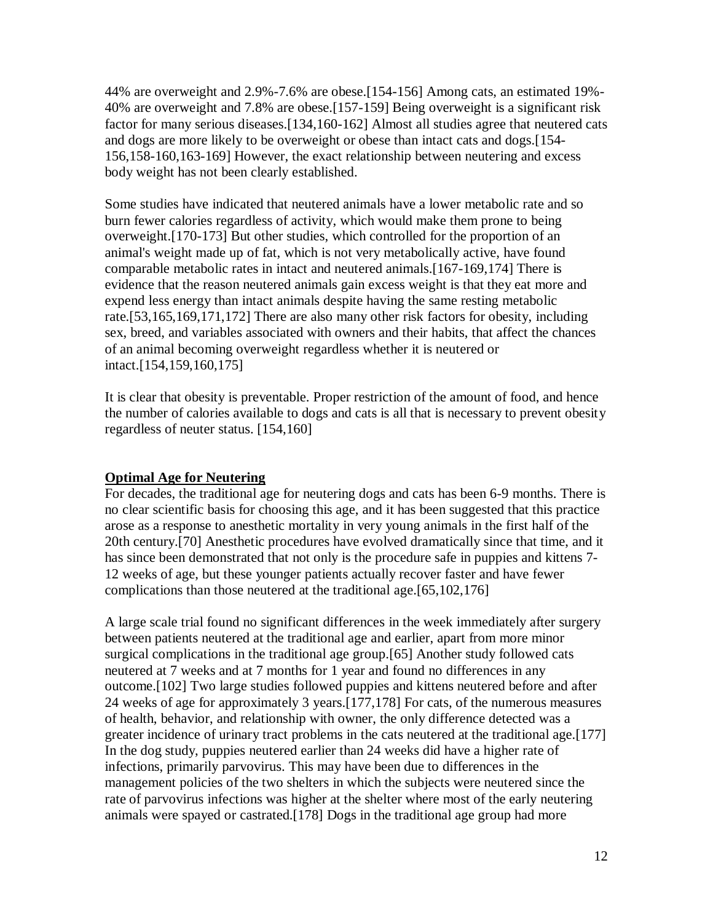44% are overweight and 2.9%-7.6% are obese.[154-156] Among cats, an estimated 19%-40% are overweight and 7.8% are obese.[157-159] Being overweight is a significant risk factor for many serious diseases.[134,160-162] Almost all studies agree that neutered cats and dogs are more likely to be overweight or obese than intact cats and dogs.[154-156,158-160,163-169] However, the exact relationship between neutering and excess body weight has not been clearly established.

Some studies have indicated that neutered animals have a lower metabolic rate and so burn fewer calories regardless of activity, which would make them prone to being overweight.[170-173] But other studies, which controlled for the proportion of an animal's weight made up of fat, which is not very metabolically active, have found comparable metabolic rates in intact and neutered animals.[167-169,174] There is evidence that the reason neutered animals gain excess weight is that they eat more and expend less energy than intact animals despite having the same resting metabolic rate.[53,165,169,171,172] There are also many other risk factors for obesity, including sex, breed, and variables associated with owners and their habits, that affect the chances of an animal becoming overweight regardless whether it is neutered or intact.[154,159,160,175]

It is clear that obesity is preventable. Proper restriction of the amount of food, and hence the number of calories available to dogs and cats is all that is necessary to prevent obesity regardless of neuter status. [154,160]

## Optimal Age for Neutering

For decades, the traditional age for neutering dogs and cats has been 6-9 months. There is no clear scientific basis for choosing this age, and it has been suggested that this practice arose as a response to anesthetic mortality in very young animals in the first half of the 20th century.[70] Anesthetic procedures have evolved dramatically since that time, and it has since been demonstrated that not only is the procedure safe in puppies and kittens 7-12 weeks of age, but these younger patients actually recover faster and have fewer complications than those neutered at the traditional age.[65,102,176]

A large scale trial found no significant differences in the week immediately after surgery between patients neutered at the traditional age and earlier, apart from more minor surgical complications in the traditional age group.[65] Another study followed cats neutered at 7 weeks and at 7 months for 1 year and found no differences in any outcome.[102] Two large studies followed puppies and kittens neutered before and after 24 weeks of age for approximately 3 years.[177,178] For cats, of the numerous measures of health, behavior, and relationship with owner, the only difference detected was a greater incidence of urinary tract problems in the cats neutered at the traditional age.[177] In the dog study, puppies neutered earlier than 24 weeks did have a higher rate of infections, primarily parvovirus. This may have been due to differences in the management policies of the two shelters in which the subjects were neutered since the rate of parvovirus infections was higher at the shelter where most of the early neutering animals were spayed or castrated.[178] Dogs in the traditional age group had more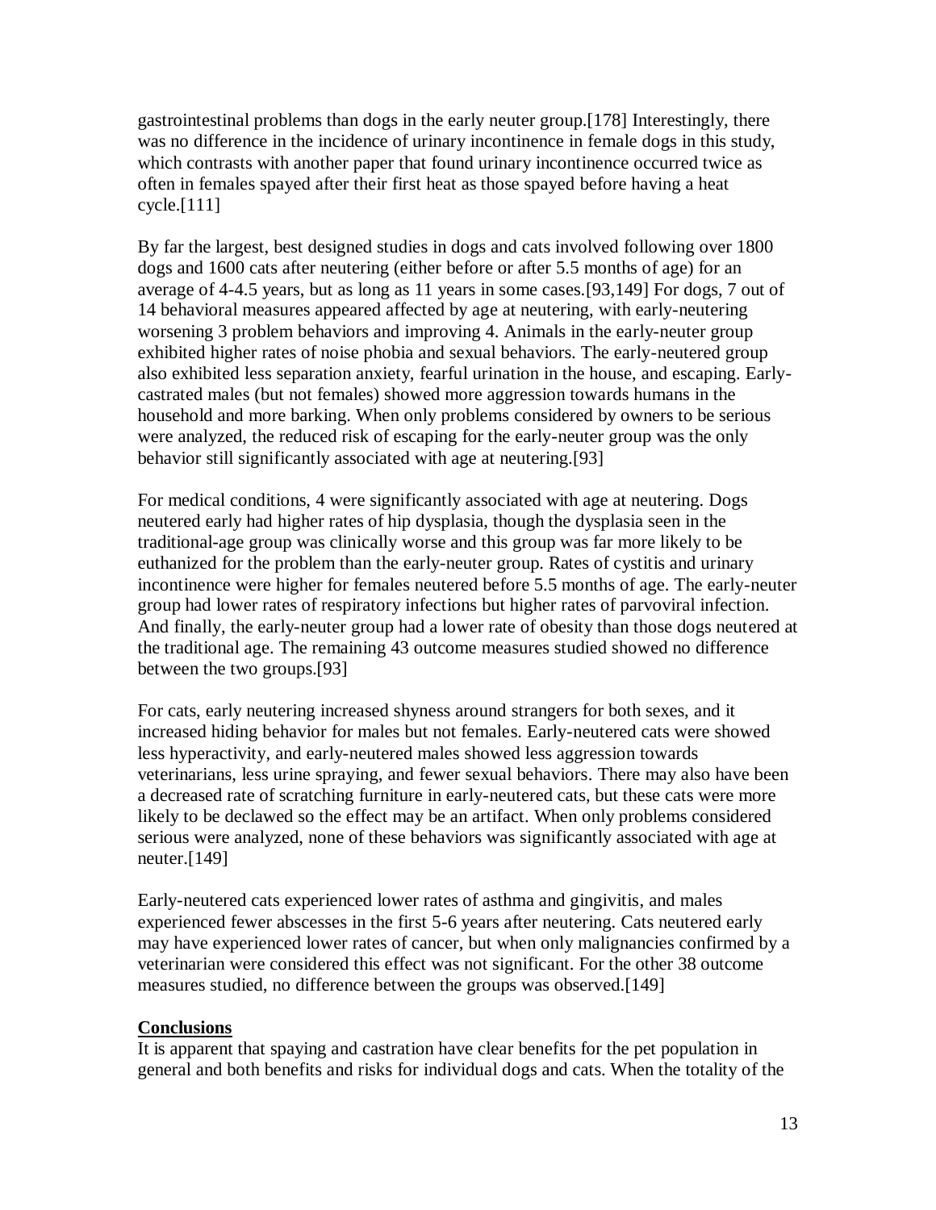gastrointestinal problems than dogs in the early neuter group.[178] Interestingly, there was no difference in the incidence of urinary incontinence in female dogs in this study, which contrasts with another paper that found urinary incontinence occurred twice as often in females spayed after their first heat as those spayed before having a heat cycle.[111]

By far the largest, best designed studies in dogs and cats involved following over 1800 dogs and 1600 cats after neutering (either before or after 5.5 months of age) for an average of 4-4.5 years, but as long as 11 years in some cases.[93,149] For dogs, 7 out of 14 behavioral measures appeared affected by age at neutering, with early-neutering worsening 3 problem behaviors and improving 4. Animals in the early-neuter group exhibited higher rates of noise phobia and sexual behaviors. The early-neutered group also exhibited less separation anxiety, fearful urination in the house, and escaping. Early-castrated males (but not females) showed more aggression towards humans in the household and more barking. When only problems considered by owners to be serious were analyzed, the reduced risk of escaping for the early-neuter group was the only behavior still significantly associated with age at neutering.[93]

For medical conditions, 4 were significantly associated with age at neutering. Dogs neutered early had higher rates of hip dysplasia, though the dysplasia seen in the traditional-age group was clinically worse and this group was far more likely to be euthanized for the problem than the early-neuter group. Rates of cystitis and urinary incontinence were higher for females neutered before 5.5 months of age. The early-neuter group had lower rates of respiratory infections but higher rates of parvoviral infection. And finally, the early-neuter group had a lower rate of obesity than those dogs neutered at the traditional age. The remaining 43 outcome measures studied showed no difference between the two groups.[93]

For cats, early neutering increased shyness around strangers for both sexes, and it increased hiding behavior for males but not females. Early-neutered cats were showed less hyperactivity, and early-neutered males showed less aggression towards veterinarians, less urine spraying, and fewer sexual behaviors. There may also have been a decreased rate of scratching furniture in early-neutered cats, but these cats were more likely to be declawed so the effect may be an artifact. When only problems considered serious were analyzed, none of these behaviors was significantly associated with age at neuter.[149]

Early-neutered cats experienced lower rates of asthma and gingivitis, and males experienced fewer abscesses in the first 5-6 years after neutering. Cats neutered early may have experienced lower rates of cancer, but when only malignancies confirmed by a veterinarian were considered this effect was not significant. For the other 38 outcome measures studied, no difference between the groups was observed.[149]

## Conclusions

It is apparent that spaying and castration have clear benefits for the pet population in general and both benefits and risks for individual dogs and cats. When the totality of the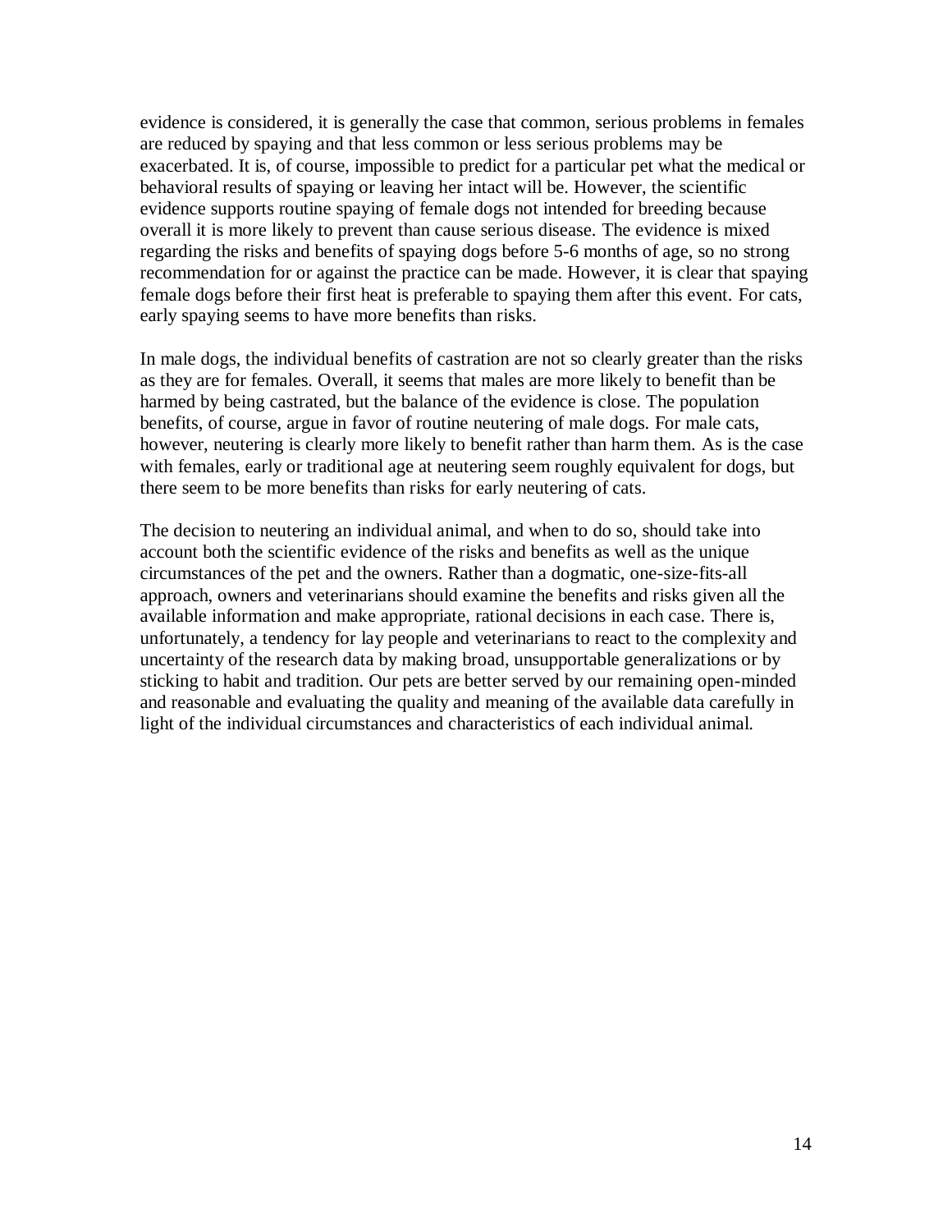evidence is considered, it is generally the case that common, serious problems in females are reduced by spaying and that less common or less serious problems may be exacerbated. It is, of course, impossible to predict for a particular pet what the medical or behavioral results of spaying or leaving her intact will be. However, the scientific evidence supports routine spaying of female dogs not intended for breeding because overall it is more likely to prevent than cause serious disease. The evidence is mixed regarding the risks and benefits of spaying dogs before 5-6 months of age, so no strong recommendation for or against the practice can be made. However, it is clear that spaying female dogs before their first heat is preferable to spaying them after this event. For cats, early spaying seems to have more benefits than risks.

In male dogs, the individual benefits of castration are not so clearly greater than the risks as they are for females. Overall, it seems that males are more likely to benefit than be harmed by being castrated, but the balance of the evidence is close. The population benefits, of course, argue in favor of routine neutering of male dogs. For male cats, however, neutering is clearly more likely to benefit rather than harm them. As is the case with females, early or traditional age at neutering seem roughly equivalent for dogs, but there seem to be more benefits than risks for early neutering of cats.

The decision to neutering an individual animal, and when to do so, should take into account both the scientific evidence of the risks and benefits as well as the unique circumstances of the pet and the owners. Rather than a dogmatic, one-size-fits-all approach, owners and veterinarians should examine the benefits and risks given all the available information and make appropriate, rational decisions in each case. There is, unfortunately, a tendency for lay people and veterinarians to react to the complexity and uncertainty of the research data by making broad, unsupportable generalizations or by sticking to habit and tradition. Our pets are better served by our remaining open-minded and reasonable and evaluating the quality and meaning of the available data carefully in light of the individual circumstances and characteristics of each individual animal.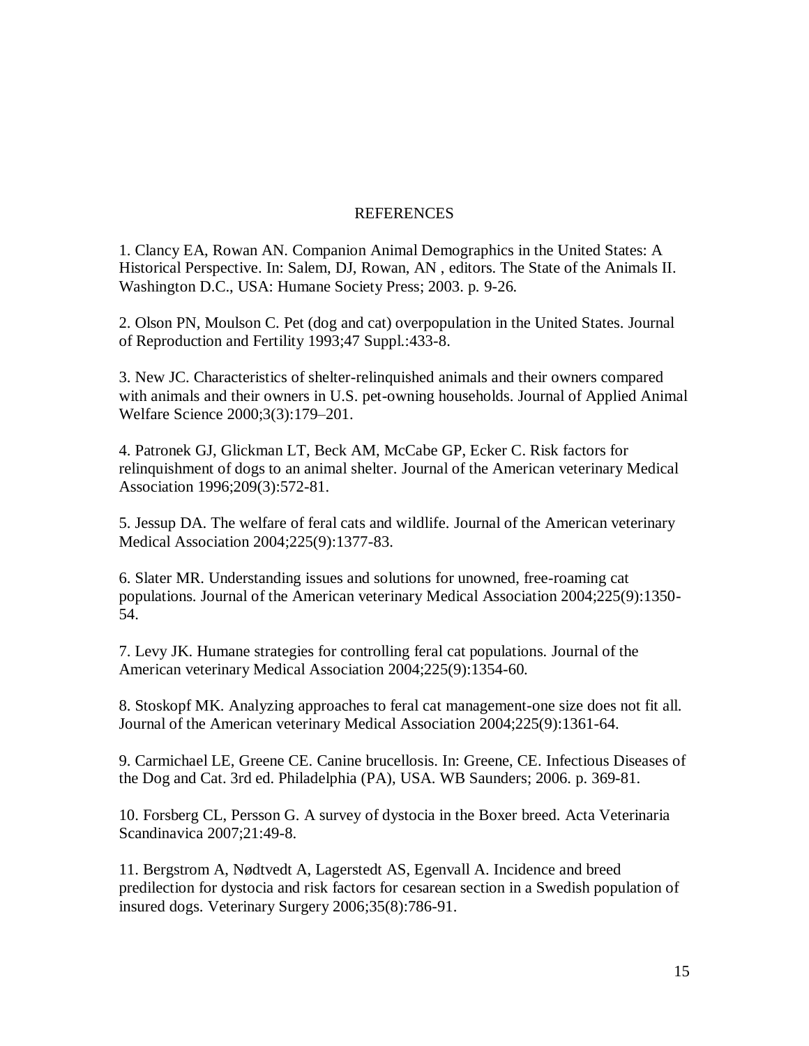## REFERENCES

1. Clancy EA, Rowan AN. Companion Animal Demographics in the United States: A Historical Perspective. In: Salem, DJ, Rowan, AN , editors. The State of the Animals II. Washington D.C., USA: Humane Society Press; 2003. p. 9-26.

2. Olson PN, Moulson C. Pet (dog and cat) overpopulation in the United States. Journal of Reproduction and Fertility 1993;47 Suppl.:433-8.

3. New JC. Characteristics of shelter-relinquished animals and their owners compared with animals and their owners in U.S. pet-owning households. Journal of Applied Animal Welfare Science 2000;3(3):179–201.

4. Patronek GJ, Glickman LT, Beck AM, McCabe GP, Ecker C. Risk factors for relinquishment of dogs to an animal shelter. Journal of the American veterinary Medical Association 1996;209(3):572-81.

5. Jessup DA. The welfare of feral cats and wildlife. Journal of the American veterinary Medical Association 2004;225(9):1377-83.

6. Slater MR. Understanding issues and solutions for unowned, free-roaming cat populations. Journal of the American veterinary Medical Association 2004;225(9):1350-54.

7. Levy JK. Humane strategies for controlling feral cat populations. Journal of the American veterinary Medical Association 2004;225(9):1354-60.

8. Stoskopf MK. Analyzing approaches to feral cat management-one size does not fit all. Journal of the American veterinary Medical Association 2004;225(9):1361-64.

9. Carmichael LE, Greene CE. Canine brucellosis. In: Greene, CE. Infectious Diseases of the Dog and Cat. 3rd ed. Philadelphia (PA), USA. WB Saunders; 2006. p. 369-81.

10. Forsberg CL, Persson G. A survey of dystocia in the Boxer breed. Acta Veterinaria Scandinavica 2007;21:49-8.

11. Bergstrom A, Nødtvedt A, Lagerstedt AS, Egenvall A. Incidence and breed predilection for dystocia and risk factors for cesarean section in a Swedish population of insured dogs. Veterinary Surgery 2006;35(8):786-91.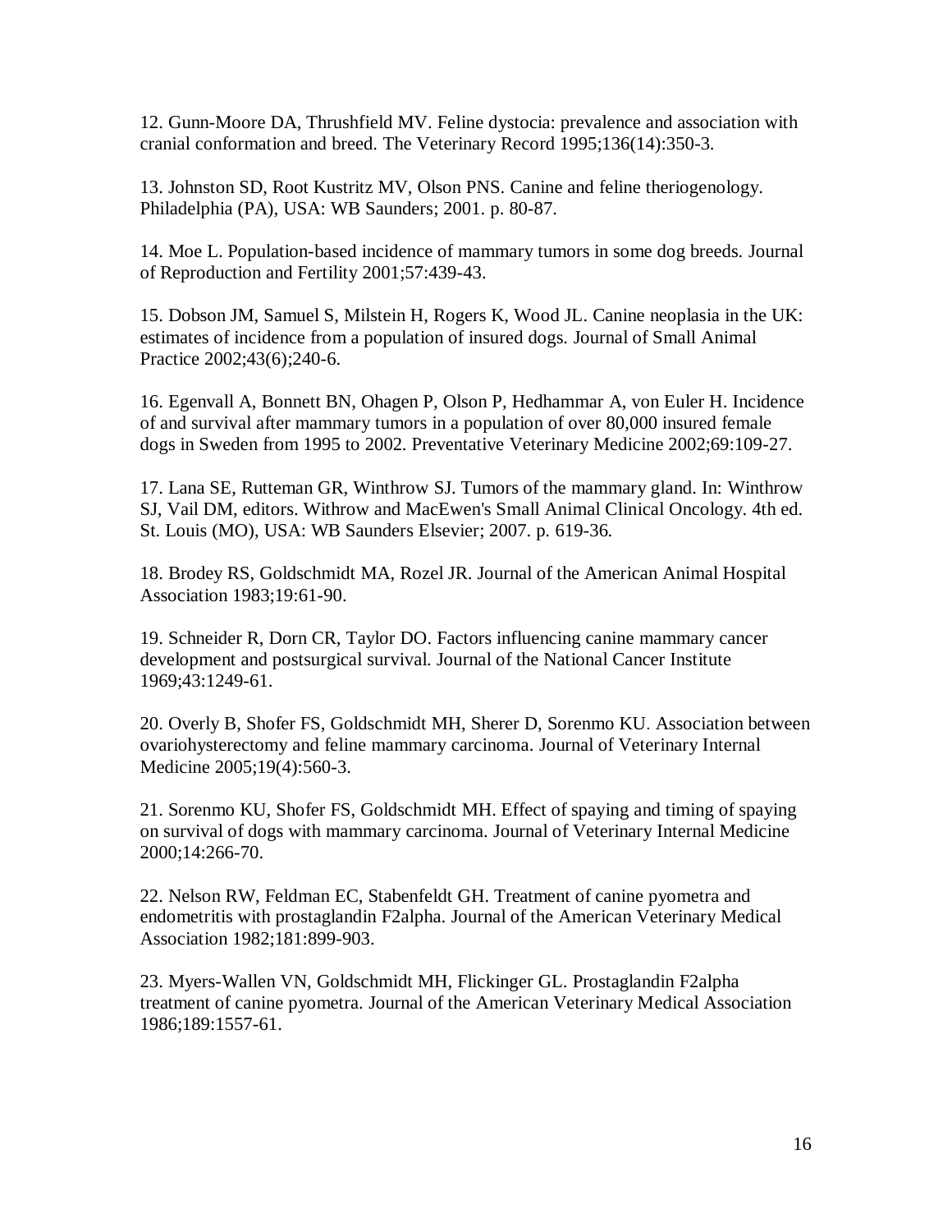12. Gunn-Moore DA, Thrushfield MV. Feline dystocia: prevalence and association with cranial conformation and breed. The Veterinary Record 1995;136(14):350-3.

13. Johnston SD, Root Kustritz MV, Olson PNS. Canine and feline theriogenology. Philadelphia (PA), USA: WB Saunders; 2001. p. 80-87.

14. Moe L. Population-based incidence of mammary tumors in some dog breeds. Journal of Reproduction and Fertility 2001;57:439-43.

15. Dobson JM, Samuel S, Milstein H, Rogers K, Wood JL. Canine neoplasia in the UK: estimates of incidence from a population of insured dogs. Journal of Small Animal Practice 2002;43(6);240-6.

16. Egenvall A, Bonnett BN, Ohagen P, Olson P, Hedhammar A, von Euler H. Incidence of and survival after mammary tumors in a population of over 80,000 insured female dogs in Sweden from 1995 to 2002. Preventative Veterinary Medicine 2002;69:109-27.

17. Lana SE, Rutteman GR, Winthrow SJ. Tumors of the mammary gland. In: Winthrow SJ, Vail DM, editors. Withrow and MacEwen's Small Animal Clinical Oncology. 4th ed. St. Louis (MO), USA: WB Saunders Elsevier; 2007. p. 619-36.

18. Brodey RS, Goldschmidt MA, Rozel JR. Journal of the American Animal Hospital Association 1983;19:61-90.

19. Schneider R, Dorn CR, Taylor DO. Factors influencing canine mammary cancer development and postsurgical survival. Journal of the National Cancer Institute 1969;43:1249-61.

20. Overly B, Shofer FS, Goldschmidt MH, Sherer D, Sorenmo KU. Association between ovariohysterectomy and feline mammary carcinoma. Journal of Veterinary Internal Medicine 2005;19(4):560-3.

21. Sorenmo KU, Shofer FS, Goldschmidt MH. Effect of spaying and timing of spaying on survival of dogs with mammary carcinoma. Journal of Veterinary Internal Medicine 2000;14:266-70.

22. Nelson RW, Feldman EC, Stabenfeldt GH. Treatment of canine pyometra and endometritis with prostaglandin F2alpha. Journal of the American Veterinary Medical Association 1982;181:899-903.

23. Myers-Wallen VN, Goldschmidt MH, Flickinger GL. Prostaglandin F2alpha treatment of canine pyometra. Journal of the American Veterinary Medical Association 1986;189:1557-61.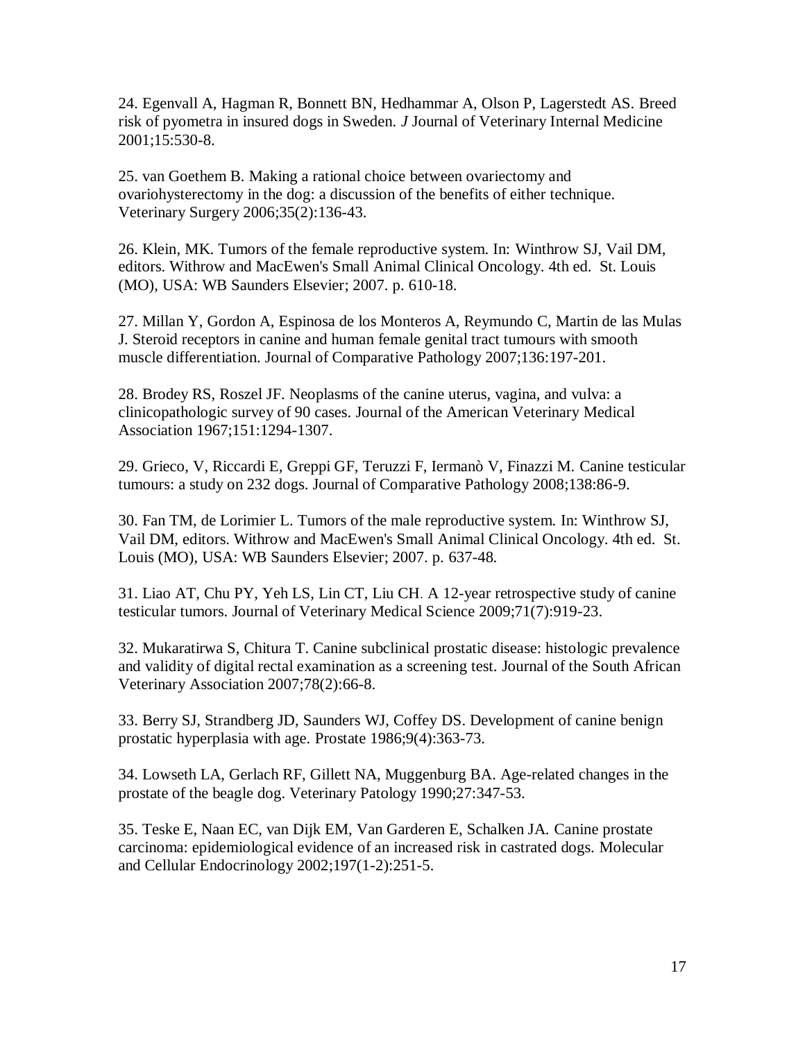24. Egenvall A, Hagman R, Bonnett BN, Hedhammar A, Olson P, Lagerstedt AS. Breed risk of pyometra in insured dogs in Sweden. *J* Journal of Veterinary Internal Medicine 2001;15:530-8.

25. van Goethem B. Making a rational choice between ovariectomy and ovariohysterectomy in the dog: a discussion of the benefits of either technique. Veterinary Surgery 2006;35(2):136-43.

26. Klein, MK. Tumors of the female reproductive system. In: Winthrow SJ, Vail DM, editors. Withrow and MacEwen's Small Animal Clinical Oncology. 4th ed. St. Louis (MO), USA: WB Saunders Elsevier; 2007. p. 610-18.

27. Millan Y, Gordon A, Espinosa de los Monteros A, Reymundo C, Martin de las Mulas J. Steroid receptors in canine and human female genital tract tumours with smooth muscle differentiation. Journal of Comparative Pathology 2007;136:197-201.

28. Brodey RS, Roszel JF. Neoplasms of the canine uterus, vagina, and vulva: a clinicopathologic survey of 90 cases. Journal of the American Veterinary Medical Association 1967;151:1294-1307.

29. Grieco, V, Riccardi E, Greppi GF, Teruzzi F, Iermanò V, Finazzi M. Canine testicular tumours: a study on 232 dogs. Journal of Comparative Pathology 2008;138:86-9.

30. Fan TM, de Lorimier L. Tumors of the male reproductive system. In: Winthrow SJ, Vail DM, editors. Withrow and MacEwen's Small Animal Clinical Oncology. 4th ed. St. Louis (MO), USA: WB Saunders Elsevier; 2007. p. 637-48.

31. Liao AT, Chu PY, Yeh LS, Lin CT, Liu CH. A 12-year retrospective study of canine testicular tumors. Journal of Veterinary Medical Science 2009;71(7):919-23.

32. Mukaratirwa S, Chitura T. Canine subclinical prostatic disease: histologic prevalence and validity of digital rectal examination as a screening test. Journal of the South African Veterinary Association 2007;78(2):66-8.

33. Berry SJ, Strandberg JD, Saunders WJ, Coffey DS. Development of canine benign prostatic hyperplasia with age. Prostate 1986;9(4):363-73.

34. Lowseth LA, Gerlach RF, Gillett NA, Muggenburg BA. Age-related changes in the prostate of the beagle dog. Veterinary Patology 1990;27:347-53.

35. Teske E, Naan EC, van Dijk EM, Van Garderen E, Schalken JA. Canine prostate carcinoma: epidemiological evidence of an increased risk in castrated dogs. Molecular and Cellular Endocrinology 2002;197(1-2):251-5.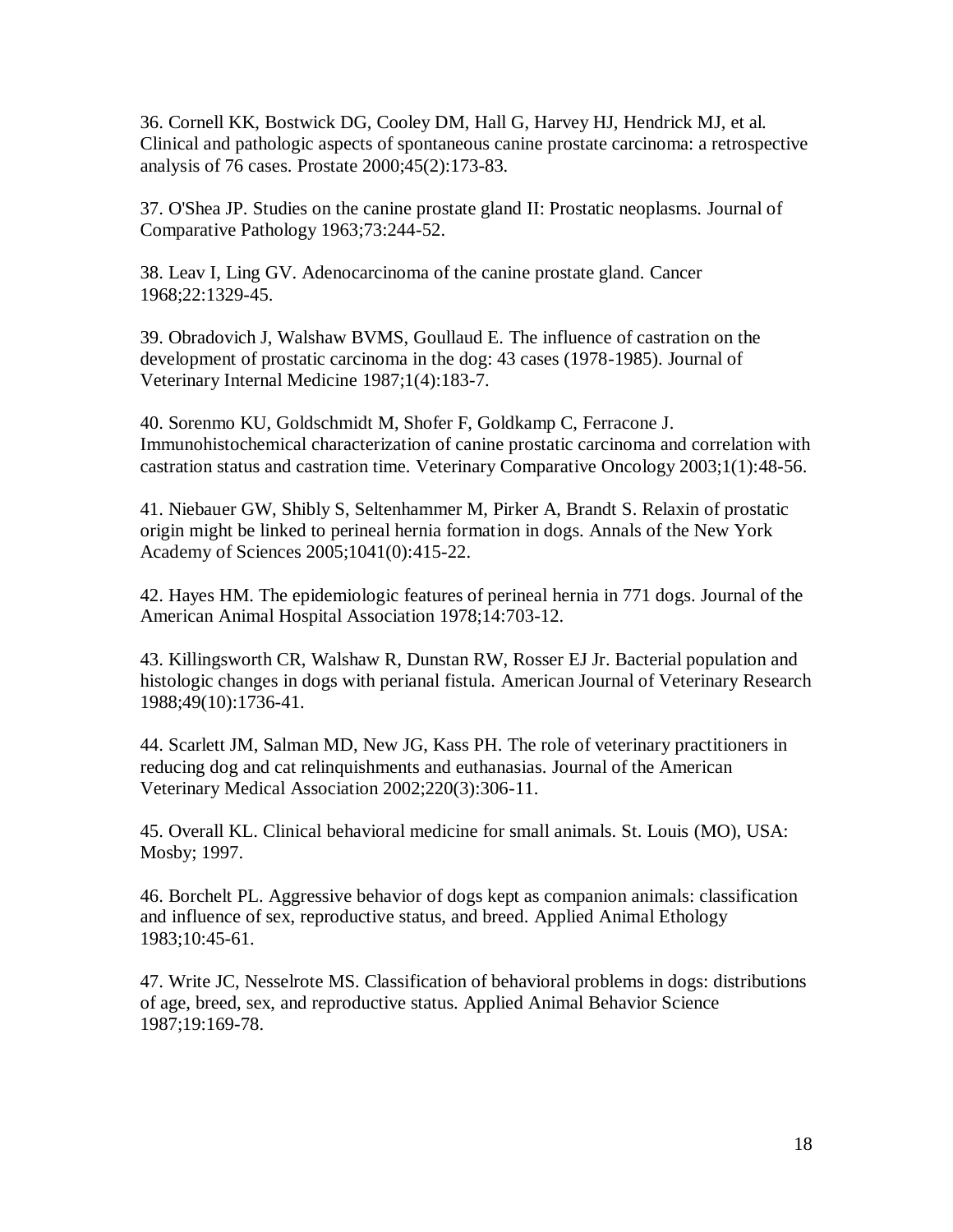36. Cornell KK, Bostwick DG, Cooley DM, Hall G, Harvey HJ, Hendrick MJ, et al. Clinical and pathologic aspects of spontaneous canine prostate carcinoma: a retrospective analysis of 76 cases. Prostate 2000;45(2):173-83.

37. O'Shea JP. Studies on the canine prostate gland II: Prostatic neoplasms. Journal of Comparative Pathology 1963;73:244-52.

38. Leav I, Ling GV. Adenocarcinoma of the canine prostate gland. Cancer 1968;22:1329-45.

39. Obradovich J, Walshaw BVMS, Goullaud E. The influence of castration on the development of prostatic carcinoma in the dog: 43 cases (1978-1985). Journal of Veterinary Internal Medicine 1987;1(4):183-7.

40. Sorenmo KU, Goldschmidt M, Shofer F, Goldkamp C, Ferracone J. Immunohistochemical characterization of canine prostatic carcinoma and correlation with castration status and castration time. Veterinary Comparative Oncology 2003;1(1):48-56.

41. Niebauer GW, Shibly S, Seltenhammer M, Pirker A, Brandt S. Relaxin of prostatic origin might be linked to perineal hernia formation in dogs. Annals of the New York Academy of Sciences 2005;1041(0):415-22.

42. Hayes HM. The epidemiologic features of perineal hernia in 771 dogs. Journal of the American Animal Hospital Association 1978;14:703-12.

43. Killingsworth CR, Walshaw R, Dunstan RW, Rosser EJ Jr. Bacterial population and histologic changes in dogs with perianal fistula. American Journal of Veterinary Research 1988;49(10):1736-41.

44. Scarlett JM, Salman MD, New JG, Kass PH. The role of veterinary practitioners in reducing dog and cat relinquishments and euthanasias. Journal of the American Veterinary Medical Association 2002;220(3):306-11.

45. Overall KL. Clinical behavioral medicine for small animals. St. Louis (MO), USA: Mosby; 1997.

46. Borchelt PL. Aggressive behavior of dogs kept as companion animals: classification and influence of sex, reproductive status, and breed. Applied Animal Ethology 1983;10:45-61.

47. Write JC, Nesselrote MS. Classification of behavioral problems in dogs: distributions of age, breed, sex, and reproductive status. Applied Animal Behavior Science 1987;19:169-78.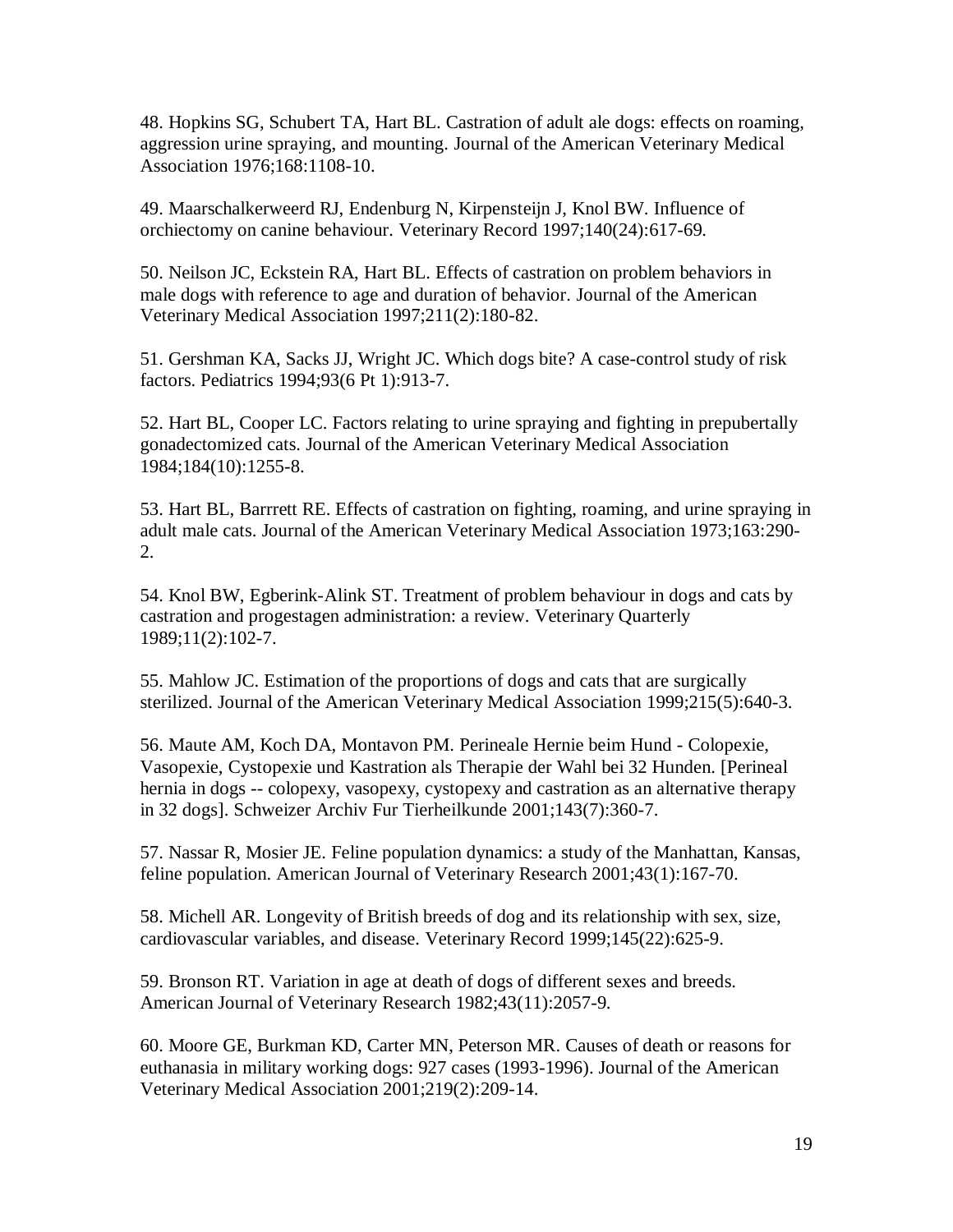48. Hopkins SG, Schubert TA, Hart BL. Castration of adult ale dogs: effects on roaming, aggression urine spraying, and mounting. Journal of the American Veterinary Medical Association 1976;168:1108-10.

49. Maarschalkerweerd RJ, Endenburg N, Kirpensteijn J, Knol BW. Influence of orchiectomy on canine behaviour. Veterinary Record 1997;140(24):617-69.

50. Neilson JC, Eckstein RA, Hart BL. Effects of castration on problem behaviors in male dogs with reference to age and duration of behavior. Journal of the American Veterinary Medical Association 1997;211(2):180-82.

51. Gershman KA, Sacks JJ, Wright JC. Which dogs bite? A case-control study of risk factors. Pediatrics 1994;93(6 Pt 1):913-7.

52. Hart BL, Cooper LC. Factors relating to urine spraying and fighting in prepubertally gonadectomized cats. Journal of the American Veterinary Medical Association 1984;184(10):1255-8.

53. Hart BL, Barrrett RE. Effects of castration on fighting, roaming, and urine spraying in adult male cats. Journal of the American Veterinary Medical Association 1973;163:290-2.

54. Knol BW, Egberink-Alink ST. Treatment of problem behaviour in dogs and cats by castration and progestagen administration: a review. Veterinary Quarterly 1989;11(2):102-7.

55. Mahlow JC. Estimation of the proportions of dogs and cats that are surgically sterilized. Journal of the American Veterinary Medical Association 1999;215(5):640-3.

56. Maute AM, Koch DA, Montavon PM. Perineale Hernie beim Hund - Colopexie, Vasopexie, Cystopexie und Kastration als Therapie der Wahl bei 32 Hunden. [Perineal hernia in dogs -- colopexy, vasopexy, cystopexy and castration as an alternative therapy in 32 dogs]. Schweizer Archiv Fur Tierheilkunde 2001;143(7):360-7.

57. Nassar R, Mosier JE. Feline population dynamics: a study of the Manhattan, Kansas, feline population. American Journal of Veterinary Research 2001;43(1):167-70.

58. Michell AR. Longevity of British breeds of dog and its relationship with sex, size, cardiovascular variables, and disease. Veterinary Record 1999;145(22):625-9.

59. Bronson RT. Variation in age at death of dogs of different sexes and breeds. American Journal of Veterinary Research 1982;43(11):2057-9.

60. Moore GE, Burkman KD, Carter MN, Peterson MR. Causes of death or reasons for euthanasia in military working dogs: 927 cases (1993-1996). Journal of the American Veterinary Medical Association 2001;219(2):209-14.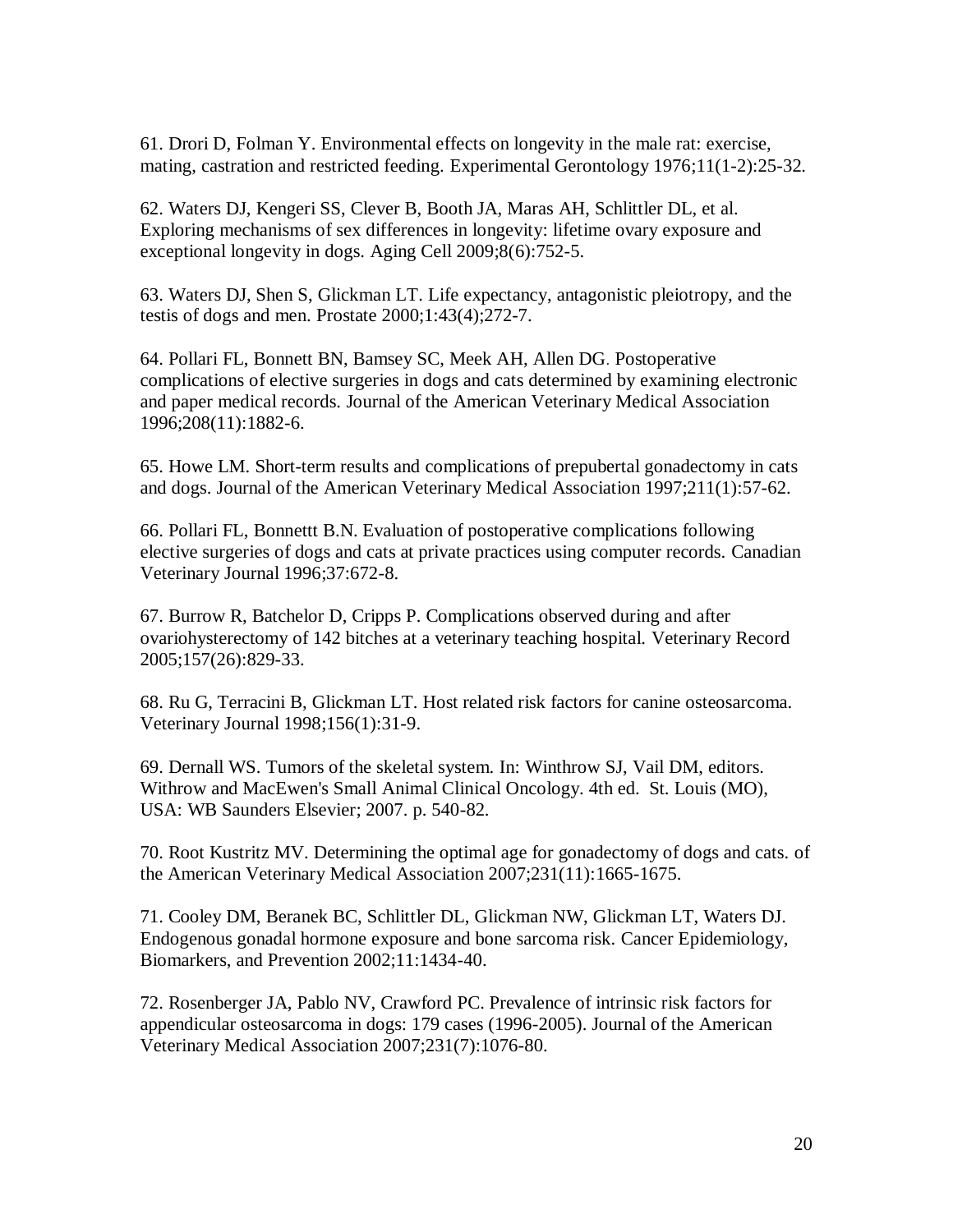61. Drori D, Folman Y. Environmental effects on longevity in the male rat: exercise, mating, castration and restricted feeding. Experimental Gerontology 1976;11(1-2):25-32.

62. Waters DJ, Kengeri SS, Clever B, Booth JA, Maras AH, Schlittler DL, et al. Exploring mechanisms of sex differences in longevity: lifetime ovary exposure and exceptional longevity in dogs. Aging Cell 2009;8(6):752-5.

63. Waters DJ, Shen S, Glickman LT. Life expectancy, antagonistic pleiotropy, and the testis of dogs and men. Prostate 2000;1:43(4);272-7.

64. Pollari FL, Bonnett BN, Bamsey SC, Meek AH, Allen DG. Postoperative complications of elective surgeries in dogs and cats determined by examining electronic and paper medical records. Journal of the American Veterinary Medical Association 1996;208(11):1882-6.

65. Howe LM. Short-term results and complications of prepubertal gonadectomy in cats and dogs. Journal of the American Veterinary Medical Association 1997;211(1):57-62.

66. Pollari FL, Bonnettt B.N. Evaluation of postoperative complications following elective surgeries of dogs and cats at private practices using computer records. Canadian Veterinary Journal 1996;37:672-8.

67. Burrow R, Batchelor D, Cripps P. Complications observed during and after ovariohysterectomy of 142 bitches at a veterinary teaching hospital. Veterinary Record 2005;157(26):829-33.

68. Ru G, Terracini B, Glickman LT. Host related risk factors for canine osteosarcoma. Veterinary Journal 1998;156(1):31-9.

69. Dernall WS. Tumors of the skeletal system. In: Winthrow SJ, Vail DM, editors. Withrow and MacEwen's Small Animal Clinical Oncology. 4th ed. St. Louis (MO), USA: WB Saunders Elsevier; 2007. p. 540-82.

70. Root Kustritz MV. Determining the optimal age for gonadectomy of dogs and cats. of the American Veterinary Medical Association 2007;231(11):1665-1675.

71. Cooley DM, Beranek BC, Schlittler DL, Glickman NW, Glickman LT, Waters DJ. Endogenous gonadal hormone exposure and bone sarcoma risk. Cancer Epidemiology, Biomarkers, and Prevention 2002;11:1434-40.

72. Rosenberger JA, Pablo NV, Crawford PC. Prevalence of intrinsic risk factors for appendicular osteosarcoma in dogs: 179 cases (1996-2005). Journal of the American Veterinary Medical Association 2007;231(7):1076-80.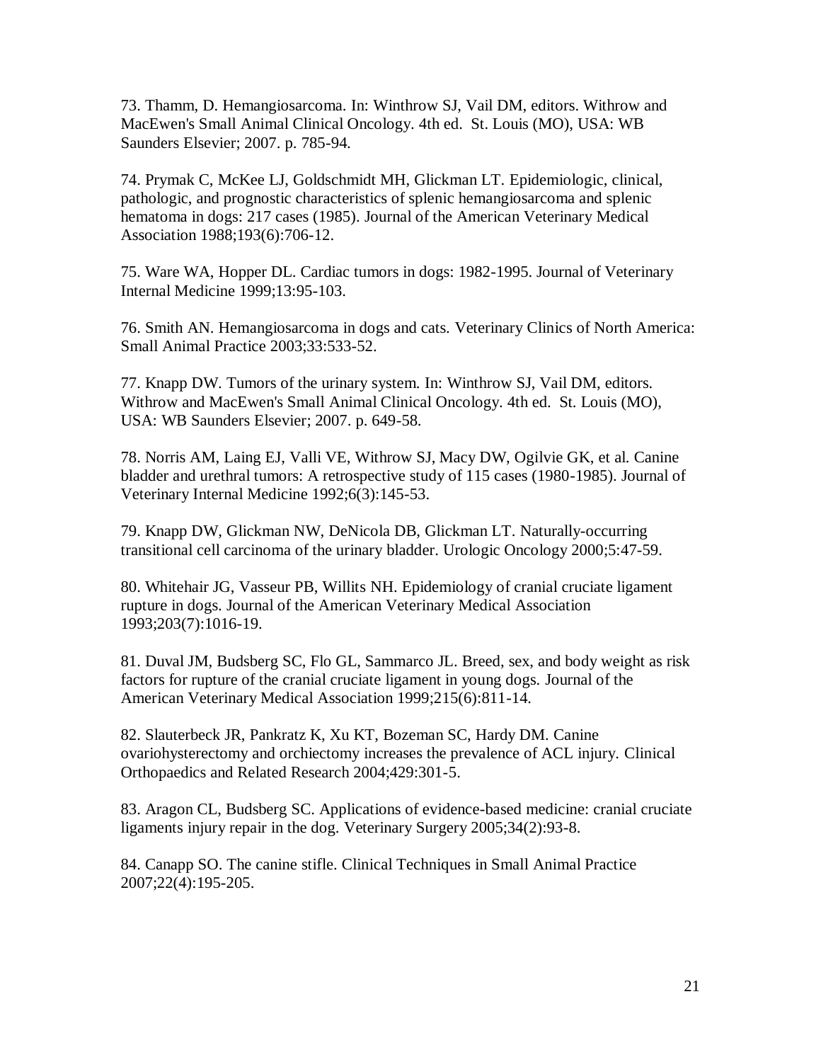73. Thamm, D. Hemangiosarcoma. In: Winthrow SJ, Vail DM, editors. Withrow and MacEwen's Small Animal Clinical Oncology. 4th ed. St. Louis (MO), USA: WB Saunders Elsevier; 2007. p. 785-94.

74. Prymak C, McKee LJ, Goldschmidt MH, Glickman LT. Epidemiologic, clinical, pathologic, and prognostic characteristics of splenic hemangiosarcoma and splenic hematoma in dogs: 217 cases (1985). Journal of the American Veterinary Medical Association 1988;193(6):706-12.

75. Ware WA, Hopper DL. Cardiac tumors in dogs: 1982-1995. Journal of Veterinary Internal Medicine 1999;13:95-103.

76. Smith AN. Hemangiosarcoma in dogs and cats. Veterinary Clinics of North America: Small Animal Practice 2003;33:533-52.

77. Knapp DW. Tumors of the urinary system. In: Winthrow SJ, Vail DM, editors. Withrow and MacEwen's Small Animal Clinical Oncology. 4th ed. St. Louis (MO), USA: WB Saunders Elsevier; 2007. p. 649-58.

78. Norris AM, Laing EJ, Valli VE, Withrow SJ, Macy DW, Ogilvie GK, et al. Canine bladder and urethral tumors: A retrospective study of 115 cases (1980-1985). Journal of Veterinary Internal Medicine 1992;6(3):145-53.

79. Knapp DW, Glickman NW, DeNicola DB, Glickman LT. Naturally-occurring transitional cell carcinoma of the urinary bladder. Urologic Oncology 2000;5:47-59.

80. Whitehair JG, Vasseur PB, Willits NH. Epidemiology of cranial cruciate ligament rupture in dogs. Journal of the American Veterinary Medical Association 1993;203(7):1016-19.

81. Duval JM, Budsberg SC, Flo GL, Sammarco JL. Breed, sex, and body weight as risk factors for rupture of the cranial cruciate ligament in young dogs. Journal of the American Veterinary Medical Association 1999;215(6):811-14.

82. Slauterbeck JR, Pankratz K, Xu KT, Bozeman SC, Hardy DM. Canine ovariohysterectomy and orchiectomy increases the prevalence of ACL injury. Clinical Orthopaedics and Related Research 2004;429:301-5.

83. Aragon CL, Budsberg SC. Applications of evidence-based medicine: cranial cruciate ligaments injury repair in the dog. Veterinary Surgery 2005;34(2):93-8.

84. Canapp SO. The canine stifle. Clinical Techniques in Small Animal Practice 2007;22(4):195-205.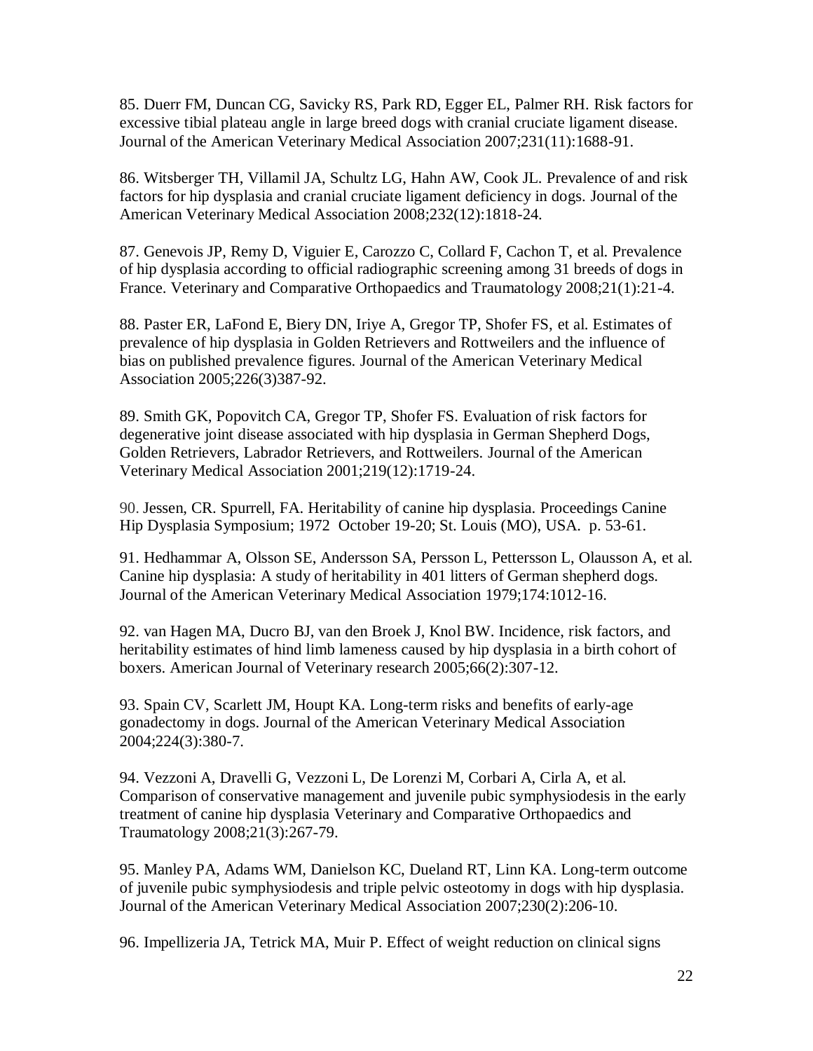85. Duerr FM, Duncan CG, Savicky RS, Park RD, Egger EL, Palmer RH. Risk factors for excessive tibial plateau angle in large breed dogs with cranial cruciate ligament disease. Journal of the American Veterinary Medical Association 2007;231(11):1688-91.

86. Witsberger TH, Villamil JA, Schultz LG, Hahn AW, Cook JL. Prevalence of and risk factors for hip dysplasia and cranial cruciate ligament deficiency in dogs. Journal of the American Veterinary Medical Association 2008;232(12):1818-24.

87. Genevois JP, Remy D, Viguier E, Carozzo C, Collard F, Cachon T, et al. Prevalence of hip dysplasia according to official radiographic screening among 31 breeds of dogs in France. Veterinary and Comparative Orthopaedics and Traumatology 2008;21(1):21-4.

88. Paster ER, LaFond E, Biery DN, Iriye A, Gregor TP, Shofer FS, et al. Estimates of prevalence of hip dysplasia in Golden Retrievers and Rottweilers and the influence of bias on published prevalence figures. Journal of the American Veterinary Medical Association 2005;226(3)387-92.

89. Smith GK, Popovitch CA, Gregor TP, Shofer FS. Evaluation of risk factors for degenerative joint disease associated with hip dysplasia in German Shepherd Dogs, Golden Retrievers, Labrador Retrievers, and Rottweilers. Journal of the American Veterinary Medical Association 2001;219(12):1719-24.

90. Jessen, CR. Spurrell, FA. Heritability of canine hip dysplasia. Proceedings Canine Hip Dysplasia Symposium; 1972 October 19-20; St. Louis (MO), USA. p. 53-61.

91. Hedhammar A, Olsson SE, Andersson SA, Persson L, Pettersson L, Olausson A, et al. Canine hip dysplasia: A study of heritability in 401 litters of German shepherd dogs. Journal of the American Veterinary Medical Association 1979;174:1012-16.

92. van Hagen MA, Ducro BJ, van den Broek J, Knol BW. Incidence, risk factors, and heritability estimates of hind limb lameness caused by hip dysplasia in a birth cohort of boxers. American Journal of Veterinary research 2005;66(2):307-12.

93. Spain CV, Scarlett JM, Houpt KA. Long-term risks and benefits of early-age gonadectomy in dogs. Journal of the American Veterinary Medical Association 2004;224(3):380-7.

94. Vezzoni A, Dravelli G, Vezzoni L, De Lorenzi M, Corbari A, Cirla A, et al. Comparison of conservative management and juvenile pubic symphysiodesis in the early treatment of canine hip dysplasia Veterinary and Comparative Orthopaedics and Traumatology 2008;21(3):267-79.

95. Manley PA, Adams WM, Danielson KC, Dueland RT, Linn KA. Long-term outcome of juvenile pubic symphysiodesis and triple pelvic osteotomy in dogs with hip dysplasia. Journal of the American Veterinary Medical Association 2007;230(2):206-10.

96. Impellizeria JA, Tetrick MA, Muir P. Effect of weight reduction on clinical signs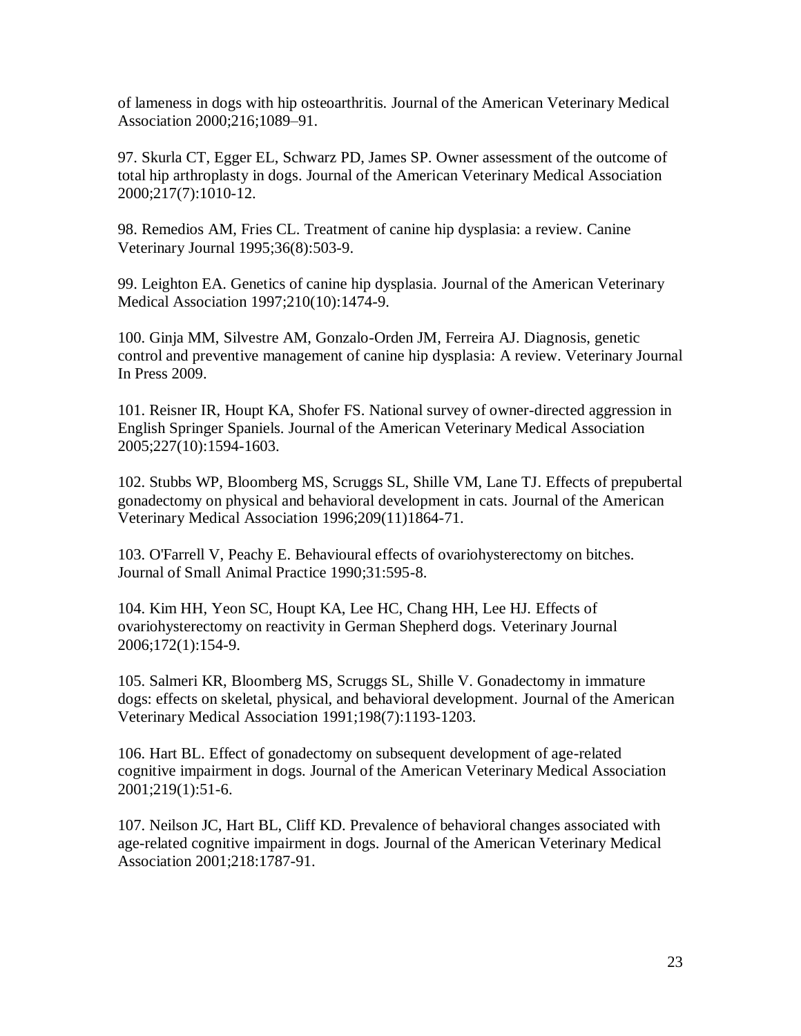of lameness in dogs with hip osteoarthritis. Journal of the American Veterinary Medical Association 2000;216;1089–91.

97. Skurla CT, Egger EL, Schwarz PD, James SP. Owner assessment of the outcome of total hip arthroplasty in dogs. Journal of the American Veterinary Medical Association 2000;217(7):1010-12.

98. Remedios AM, Fries CL. Treatment of canine hip dysplasia: a review. Canine Veterinary Journal 1995;36(8):503-9.

99. Leighton EA. Genetics of canine hip dysplasia. Journal of the American Veterinary Medical Association 1997;210(10):1474-9.

100. Ginja MM, Silvestre AM, Gonzalo-Orden JM, Ferreira AJ. Diagnosis, genetic control and preventive management of canine hip dysplasia: A review. Veterinary Journal In Press 2009.

101. Reisner IR, Houpt KA, Shofer FS. National survey of owner-directed aggression in English Springer Spaniels. Journal of the American Veterinary Medical Association 2005;227(10):1594-1603.

102. Stubbs WP, Bloomberg MS, Scruggs SL, Shille VM, Lane TJ. Effects of prepubertal gonadectomy on physical and behavioral development in cats. Journal of the American Veterinary Medical Association 1996;209(11)1864-71.

103. O'Farrell V, Peachy E. Behavioural effects of ovariohysterectomy on bitches. Journal of Small Animal Practice 1990;31:595-8.

104. Kim HH, Yeon SC, Houpt KA, Lee HC, Chang HH, Lee HJ. Effects of ovariohysterectomy on reactivity in German Shepherd dogs. Veterinary Journal 2006;172(1):154-9.

105. Salmeri KR, Bloomberg MS, Scruggs SL, Shille V. Gonadectomy in immature dogs: effects on skeletal, physical, and behavioral development. Journal of the American Veterinary Medical Association 1991;198(7):1193-1203.

106. Hart BL. Effect of gonadectomy on subsequent development of age-related cognitive impairment in dogs. Journal of the American Veterinary Medical Association 2001;219(1):51-6.

107. Neilson JC, Hart BL, Cliff KD. Prevalence of behavioral changes associated with age-related cognitive impairment in dogs. Journal of the American Veterinary Medical Association 2001;218:1787-91.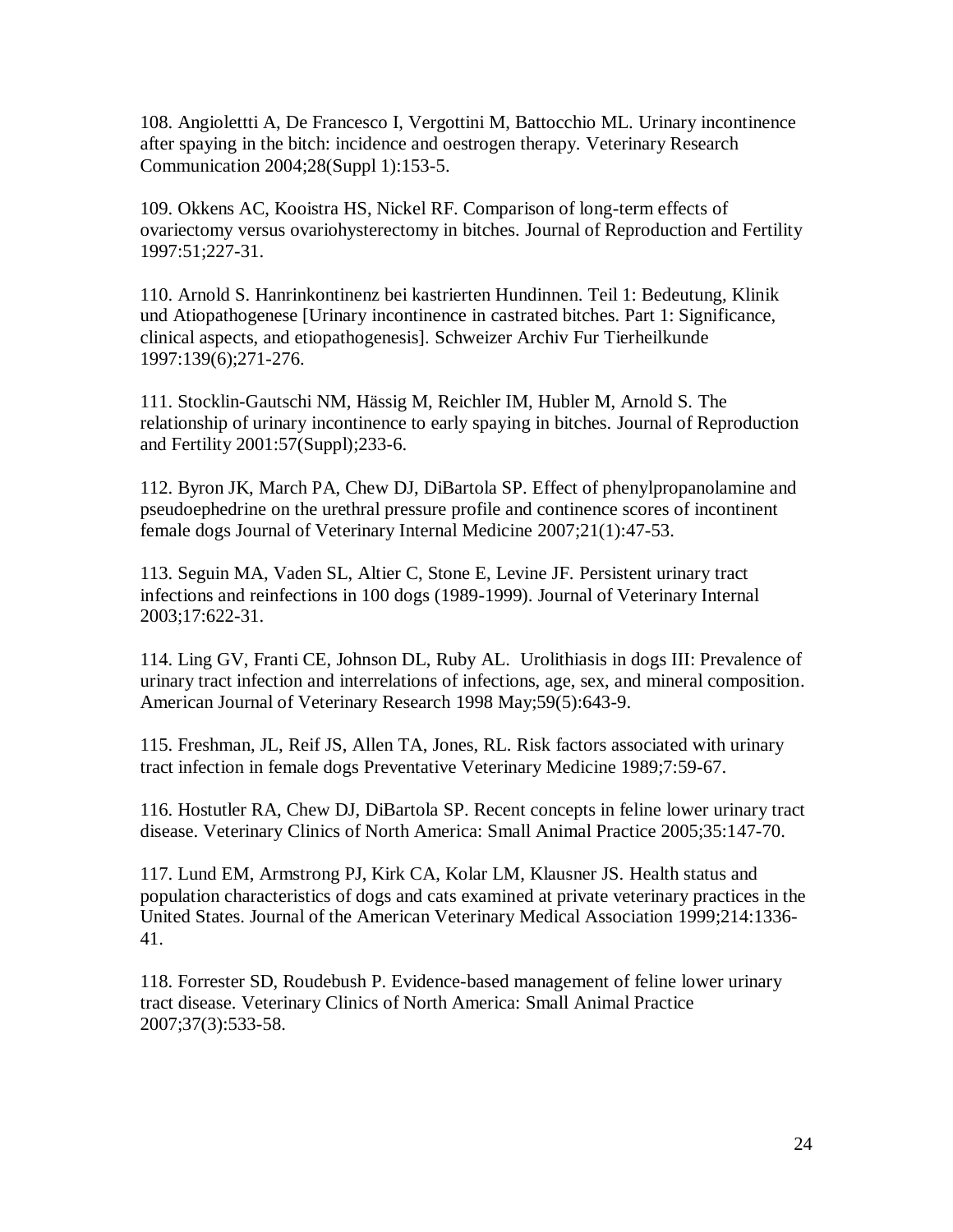108. Angiolettti A, De Francesco I, Vergottini M, Battocchio ML. Urinary incontinence after spaying in the bitch: incidence and oestrogen therapy. Veterinary Research Communication 2004;28(Suppl 1):153-5.

109. Okkens AC, Kooistra HS, Nickel RF. Comparison of long-term effects of ovariectomy versus ovariohysterectomy in bitches. Journal of Reproduction and Fertility 1997:51;227-31.

110. Arnold S. Hanrinkontinenz bei kastrierten Hundinnen. Teil 1: Bedeutung, Klinik und Atiopathogenese [Urinary incontinence in castrated bitches. Part 1: Significance, clinical aspects, and etiopathogenesis]. Schweizer Archiv Fur Tierheilkunde 1997:139(6);271-276.

111. Stocklin-Gautschi NM, Hässig M, Reichler IM, Hubler M, Arnold S. The relationship of urinary incontinence to early spaying in bitches. Journal of Reproduction and Fertility 2001:57(Suppl);233-6.

112. Byron JK, March PA, Chew DJ, DiBartola SP. Effect of phenylpropanolamine and pseudoephedrine on the urethral pressure profile and continence scores of incontinent female dogs Journal of Veterinary Internal Medicine 2007;21(1):47-53.

113. Seguin MA, Vaden SL, Altier C, Stone E, Levine JF. Persistent urinary tract infections and reinfections in 100 dogs (1989-1999). Journal of Veterinary Internal 2003;17:622-31.

114. Ling GV, Franti CE, Johnson DL, Ruby AL. Urolithiasis in dogs III: Prevalence of urinary tract infection and interrelations of infections, age, sex, and mineral composition. American Journal of Veterinary Research 1998 May;59(5):643-9.

115. Freshman, JL, Reif JS, Allen TA, Jones, RL. Risk factors associated with urinary tract infection in female dogs Preventative Veterinary Medicine 1989;7:59-67.

116. Hostutler RA, Chew DJ, DiBartola SP. Recent concepts in feline lower urinary tract disease. Veterinary Clinics of North America: Small Animal Practice 2005;35:147-70.

117. Lund EM, Armstrong PJ, Kirk CA, Kolar LM, Klausner JS. Health status and population characteristics of dogs and cats examined at private veterinary practices in the United States. Journal of the American Veterinary Medical Association 1999;214:1336-41.

118. Forrester SD, Roudebush P. Evidence-based management of feline lower urinary tract disease. Veterinary Clinics of North America: Small Animal Practice 2007;37(3):533-58.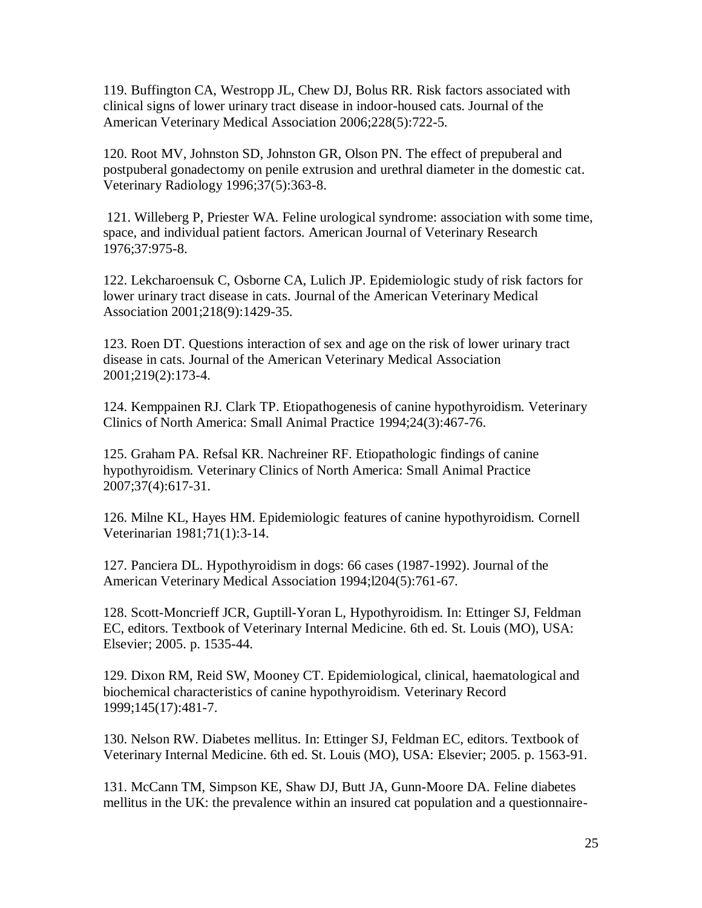119. Buffington CA, Westropp JL, Chew DJ, Bolus RR. Risk factors associated with clinical signs of lower urinary tract disease in indoor-housed cats. Journal of the American Veterinary Medical Association 2006;228(5):722-5.

120. Root MV, Johnston SD, Johnston GR, Olson PN. The effect of prepuberal and postpuberal gonadectomy on penile extrusion and urethral diameter in the domestic cat. Veterinary Radiology 1996;37(5):363-8.

121. Willeberg P, Priester WA. Feline urological syndrome: association with some time, space, and individual patient factors. American Journal of Veterinary Research 1976;37:975-8.

122. Lekcharoensuk C, Osborne CA, Lulich JP. Epidemiologic study of risk factors for lower urinary tract disease in cats. Journal of the American Veterinary Medical Association 2001;218(9):1429-35.

123. Roen DT. Questions interaction of sex and age on the risk of lower urinary tract disease in cats. Journal of the American Veterinary Medical Association 2001;219(2):173-4.

124. Kemppainen RJ. Clark TP. Etiopathogenesis of canine hypothyroidism. Veterinary Clinics of North America: Small Animal Practice 1994;24(3):467-76.

125. Graham PA. Refsal KR. Nachreiner RF. Etiopathologic findings of canine hypothyroidism. Veterinary Clinics of North America: Small Animal Practice 2007;37(4):617-31.

126. Milne KL, Hayes HM. Epidemiologic features of canine hypothyroidism. Cornell Veterinarian 1981;71(1):3-14.

127. Panciera DL. Hypothyroidism in dogs: 66 cases (1987-1992). Journal of the American Veterinary Medical Association 1994;l204(5):761-67.

128. Scott-Moncrieff JCR, Guptill-Yoran L, Hypothyroidism. In: Ettinger SJ, Feldman EC, editors. Textbook of Veterinary Internal Medicine. 6th ed. St. Louis (MO), USA: Elsevier; 2005. p. 1535-44.

129. Dixon RM, Reid SW, Mooney CT. Epidemiological, clinical, haematological and biochemical characteristics of canine hypothyroidism. Veterinary Record 1999;145(17):481-7.

130. Nelson RW. Diabetes mellitus. In: Ettinger SJ, Feldman EC, editors. Textbook of Veterinary Internal Medicine. 6th ed. St. Louis (MO), USA: Elsevier; 2005. p. 1563-91.

131. McCann TM, Simpson KE, Shaw DJ, Butt JA, Gunn-Moore DA. Feline diabetes mellitus in the UK: the prevalence within an insured cat population and a questionnaire-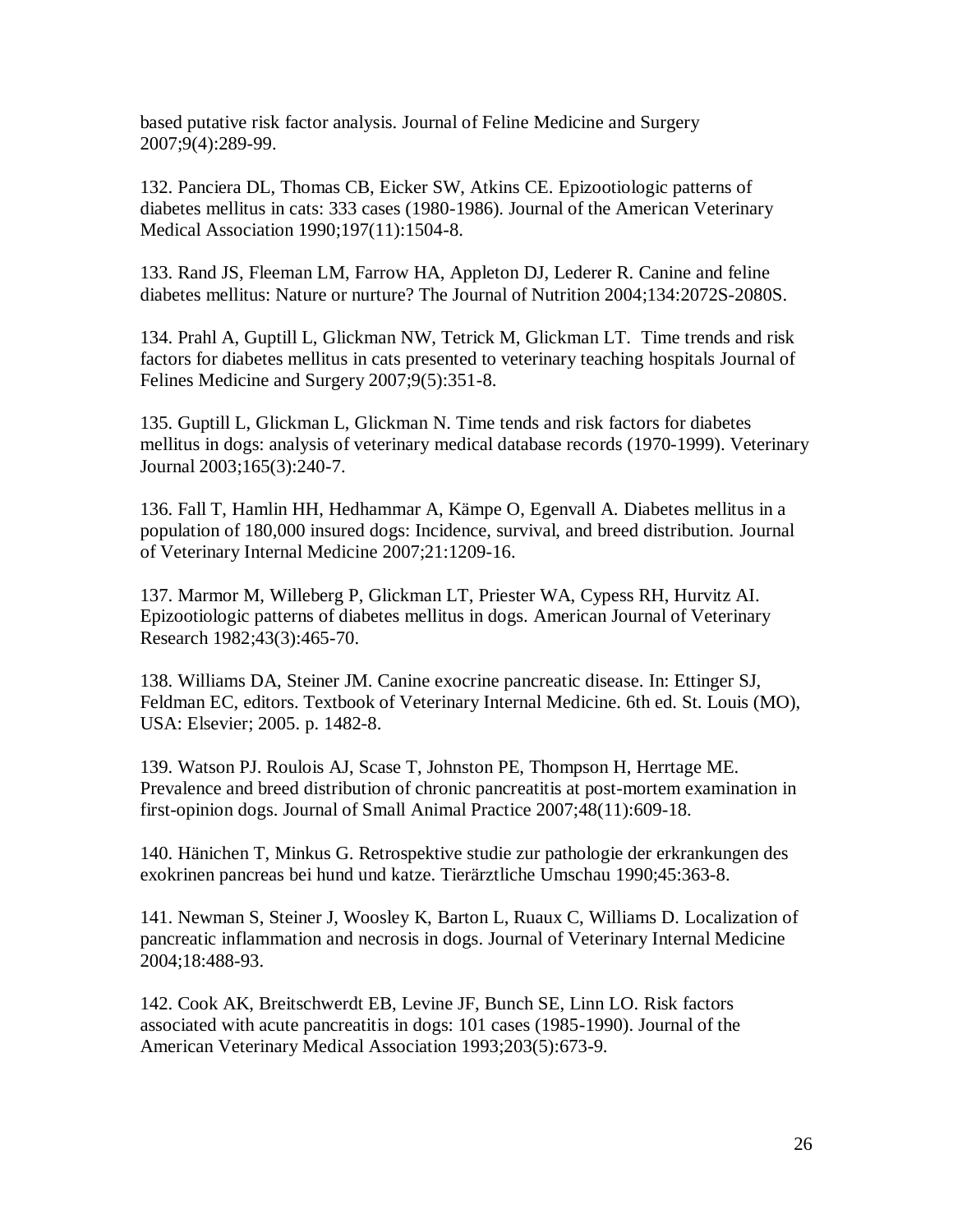based putative risk factor analysis. Journal of Feline Medicine and Surgery 2007;9(4):289-99.

132. Panciera DL, Thomas CB, Eicker SW, Atkins CE. Epizootiologic patterns of diabetes mellitus in cats: 333 cases (1980-1986). Journal of the American Veterinary Medical Association 1990;197(11):1504-8.

133. Rand JS, Fleeman LM, Farrow HA, Appleton DJ, Lederer R. Canine and feline diabetes mellitus: Nature or nurture? The Journal of Nutrition 2004;134:2072S-2080S.

134. Prahl A, Guptill L, Glickman NW, Tetrick M, Glickman LT. Time trends and risk factors for diabetes mellitus in cats presented to veterinary teaching hospitals Journal of Felines Medicine and Surgery 2007;9(5):351-8.

135. Guptill L, Glickman L, Glickman N. Time tends and risk factors for diabetes mellitus in dogs: analysis of veterinary medical database records (1970-1999). Veterinary Journal 2003;165(3):240-7.

136. Fall T, Hamlin HH, Hedhammar A, Kämpe O, Egenvall A. Diabetes mellitus in a population of 180,000 insured dogs: Incidence, survival, and breed distribution. Journal of Veterinary Internal Medicine 2007;21:1209-16.

137. Marmor M, Willeberg P, Glickman LT, Priester WA, Cypess RH, Hurvitz AI. Epizootiologic patterns of diabetes mellitus in dogs. American Journal of Veterinary Research 1982;43(3):465-70.

138. Williams DA, Steiner JM. Canine exocrine pancreatic disease. In: Ettinger SJ, Feldman EC, editors. Textbook of Veterinary Internal Medicine. 6th ed. St. Louis (MO), USA: Elsevier; 2005. p. 1482-8.

139. Watson PJ. Roulois AJ, Scase T, Johnston PE, Thompson H, Herrtage ME. Prevalence and breed distribution of chronic pancreatitis at post-mortem examination in first-opinion dogs. Journal of Small Animal Practice 2007;48(11):609-18.

140. Hänichen T, Minkus G. Retrospektive studie zur pathologie der erkrankungen des exokrinen pancreas bei hund und katze. Tierärztliche Umschau 1990;45:363-8.

141. Newman S, Steiner J, Woosley K, Barton L, Ruaux C, Williams D. Localization of pancreatic inflammation and necrosis in dogs. Journal of Veterinary Internal Medicine 2004;18:488-93.

142. Cook AK, Breitschwerdt EB, Levine JF, Bunch SE, Linn LO. Risk factors associated with acute pancreatitis in dogs: 101 cases (1985-1990). Journal of the American Veterinary Medical Association 1993;203(5):673-9.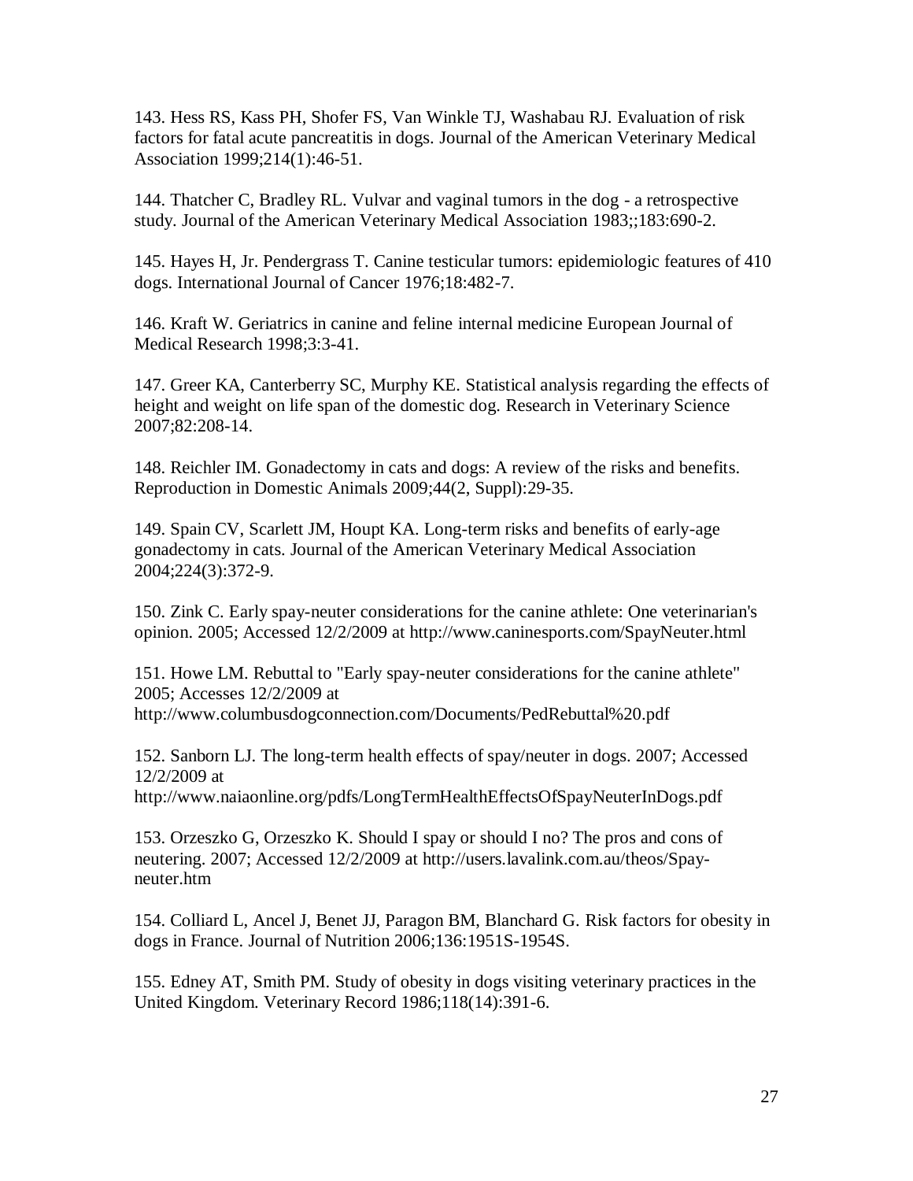143. Hess RS, Kass PH, Shofer FS, Van Winkle TJ, Washabau RJ. Evaluation of risk factors for fatal acute pancreatitis in dogs. Journal of the American Veterinary Medical Association 1999;214(1):46-51.

144. Thatcher C, Bradley RL. Vulvar and vaginal tumors in the dog - a retrospective study. Journal of the American Veterinary Medical Association 1983;;183:690-2.

145. Hayes H, Jr. Pendergrass T. Canine testicular tumors: epidemiologic features of 410 dogs. International Journal of Cancer 1976;18:482-7.

146. Kraft W. Geriatrics in canine and feline internal medicine European Journal of Medical Research 1998;3:3-41.

147. Greer KA, Canterberry SC, Murphy KE. Statistical analysis regarding the effects of height and weight on life span of the domestic dog. Research in Veterinary Science 2007;82:208-14.

148. Reichler IM. Gonadectomy in cats and dogs: A review of the risks and benefits. Reproduction in Domestic Animals 2009;44(2, Suppl):29-35.

149. Spain CV, Scarlett JM, Houpt KA. Long-term risks and benefits of early-age gonadectomy in cats. Journal of the American Veterinary Medical Association 2004;224(3):372-9.

150. Zink C. Early spay-neuter considerations for the canine athlete: One veterinarian's opinion. 2005; Accessed 12/2/2009 at http://www.caninesports.com/SpayNeuter.html

151. Howe LM. Rebuttal to "Early spay-neuter considerations for the canine athlete" 2005; Accesses 12/2/2009 at http://www.columbusdogconnection.com/Documents/PedRebuttal%20.pdf

152. Sanborn LJ. The long-term health effects of spay/neuter in dogs. 2007; Accessed 12/2/2009 at http://www.naiaonline.org/pdfs/LongTermHealthEffectsOfSpayNeuterInDogs.pdf

153. Orzeszko G, Orzeszko K. Should I spay or should I no? The pros and cons of neutering. 2007; Accessed 12/2/2009 at http://users.lavalink.com.au/theos/Spay-neuter.htm

154. Colliard L, Ancel J, Benet JJ, Paragon BM, Blanchard G. Risk factors for obesity in dogs in France. Journal of Nutrition 2006;136:1951S-1954S.

155. Edney AT, Smith PM. Study of obesity in dogs visiting veterinary practices in the United Kingdom. Veterinary Record 1986;118(14):391-6.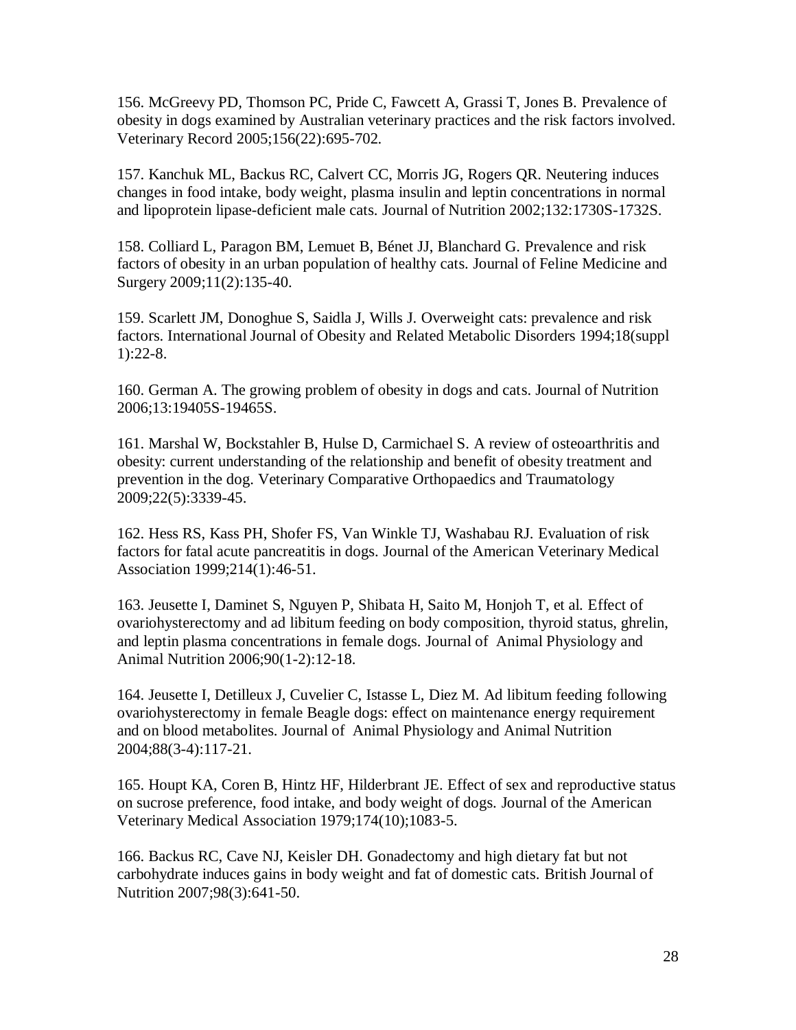156. McGreevy PD, Thomson PC, Pride C, Fawcett A, Grassi T, Jones B. Prevalence of obesity in dogs examined by Australian veterinary practices and the risk factors involved. Veterinary Record 2005;156(22):695-702.

157. Kanchuk ML, Backus RC, Calvert CC, Morris JG, Rogers QR. Neutering induces changes in food intake, body weight, plasma insulin and leptin concentrations in normal and lipoprotein lipase-deficient male cats. Journal of Nutrition 2002;132:1730S-1732S.

158. Colliard L, Paragon BM, Lemuet B, Bénet JJ, Blanchard G. Prevalence and risk factors of obesity in an urban population of healthy cats. Journal of Feline Medicine and Surgery 2009;11(2):135-40.

159. Scarlett JM, Donoghue S, Saidla J, Wills J. Overweight cats: prevalence and risk factors. International Journal of Obesity and Related Metabolic Disorders 1994;18(suppl 1):22-8.

160. German A. The growing problem of obesity in dogs and cats. Journal of Nutrition 2006;13:19405S-19465S.

161. Marshal W, Bockstahler B, Hulse D, Carmichael S. A review of osteoarthritis and obesity: current understanding of the relationship and benefit of obesity treatment and prevention in the dog. Veterinary Comparative Orthopaedics and Traumatology 2009;22(5):3339-45.

162. Hess RS, Kass PH, Shofer FS, Van Winkle TJ, Washabau RJ. Evaluation of risk factors for fatal acute pancreatitis in dogs. Journal of the American Veterinary Medical Association 1999;214(1):46-51.

163. Jeusette I, Daminet S, Nguyen P, Shibata H, Saito M, Honjoh T, et al. Effect of ovariohysterectomy and ad libitum feeding on body composition, thyroid status, ghrelin, and leptin plasma concentrations in female dogs. Journal of Animal Physiology and Animal Nutrition 2006;90(1-2):12-18.

164. Jeusette I, Detilleux J, Cuvelier C, Istasse L, Diez M. Ad libitum feeding following ovariohysterectomy in female Beagle dogs: effect on maintenance energy requirement and on blood metabolites. Journal of Animal Physiology and Animal Nutrition 2004;88(3-4):117-21.

165. Houpt KA, Coren B, Hintz HF, Hilderbrant JE. Effect of sex and reproductive status on sucrose preference, food intake, and body weight of dogs. Journal of the American Veterinary Medical Association 1979;174(10);1083-5.

166. Backus RC, Cave NJ, Keisler DH. Gonadectomy and high dietary fat but not carbohydrate induces gains in body weight and fat of domestic cats. British Journal of Nutrition 2007;98(3):641-50.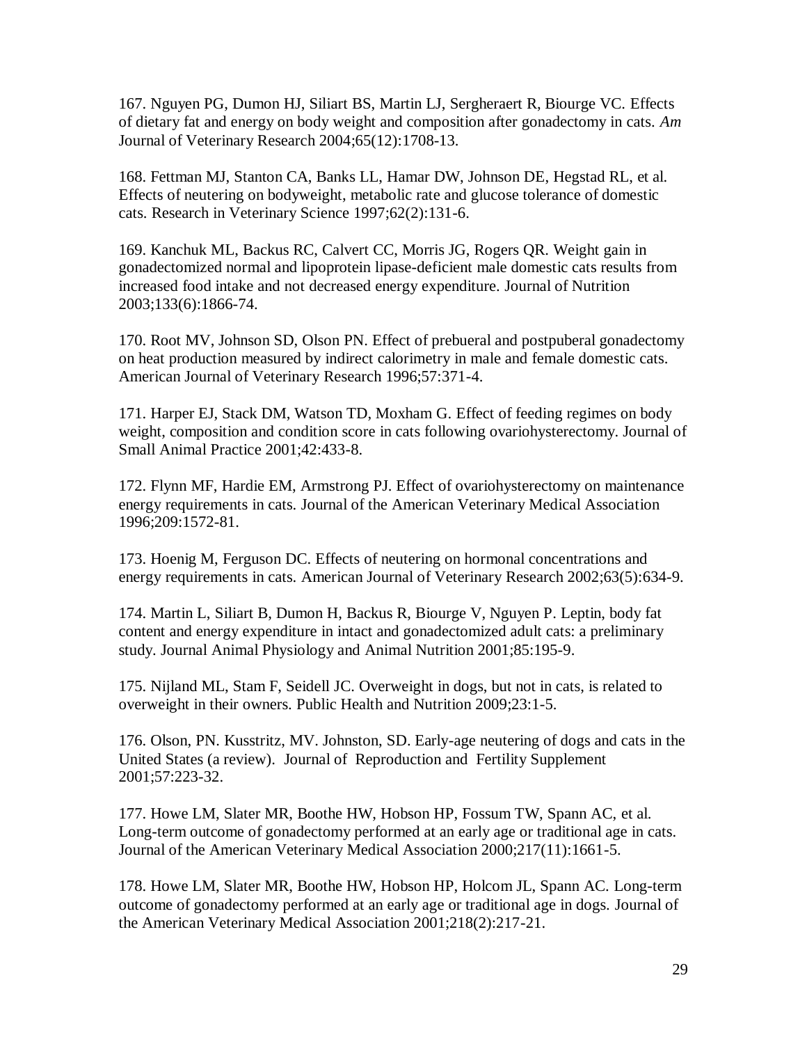167. Nguyen PG, Dumon HJ, Siliart BS, Martin LJ, Sergheraert R, Biourge VC. Effects of dietary fat and energy on body weight and composition after gonadectomy in cats. *Am* Journal of Veterinary Research 2004;65(12):1708-13.

168. Fettman MJ, Stanton CA, Banks LL, Hamar DW, Johnson DE, Hegstad RL, et al. Effects of neutering on bodyweight, metabolic rate and glucose tolerance of domestic cats. Research in Veterinary Science 1997;62(2):131-6.

169. Kanchuk ML, Backus RC, Calvert CC, Morris JG, Rogers QR. Weight gain in gonadectomized normal and lipoprotein lipase-deficient male domestic cats results from increased food intake and not decreased energy expenditure. Journal of Nutrition 2003;133(6):1866-74.

170. Root MV, Johnson SD, Olson PN. Effect of prebueral and postpuberal gonadectomy on heat production measured by indirect calorimetry in male and female domestic cats. American Journal of Veterinary Research 1996;57:371-4.

171. Harper EJ, Stack DM, Watson TD, Moxham G. Effect of feeding regimes on body weight, composition and condition score in cats following ovariohysterectomy. Journal of Small Animal Practice 2001;42:433-8.

172. Flynn MF, Hardie EM, Armstrong PJ. Effect of ovariohysterectomy on maintenance energy requirements in cats. Journal of the American Veterinary Medical Association 1996;209:1572-81.

173. Hoenig M, Ferguson DC. Effects of neutering on hormonal concentrations and energy requirements in cats. American Journal of Veterinary Research 2002;63(5):634-9.

174. Martin L, Siliart B, Dumon H, Backus R, Biourge V, Nguyen P. Leptin, body fat content and energy expenditure in intact and gonadectomized adult cats: a preliminary study. Journal Animal Physiology and Animal Nutrition 2001;85:195-9.

175. Nijland ML, Stam F, Seidell JC. Overweight in dogs, but not in cats, is related to overweight in their owners. Public Health and Nutrition 2009;23:1-5.

176. Olson, PN. Kusstritz, MV. Johnston, SD. Early-age neutering of dogs and cats in the United States (a review). Journal of Reproduction and Fertility Supplement 2001;57:223-32.

177. Howe LM, Slater MR, Boothe HW, Hobson HP, Fossum TW, Spann AC, et al. Long-term outcome of gonadectomy performed at an early age or traditional age in cats. Journal of the American Veterinary Medical Association 2000;217(11):1661-5.

178. Howe LM, Slater MR, Boothe HW, Hobson HP, Holcom JL, Spann AC. Long-term outcome of gonadectomy performed at an early age or traditional age in dogs. Journal of the American Veterinary Medical Association 2001;218(2):217-21.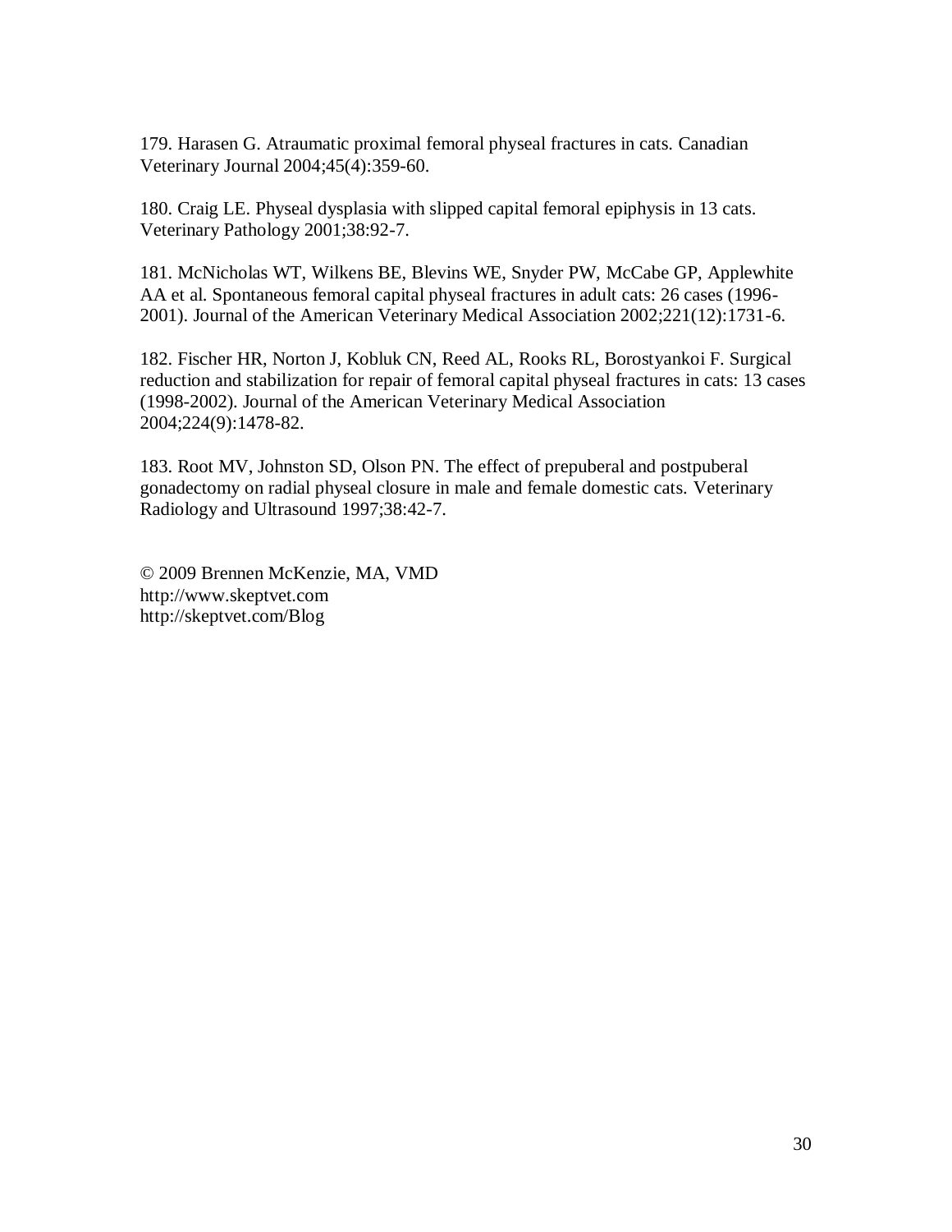179. Harasen G. Atraumatic proximal femoral physeal fractures in cats. Canadian Veterinary Journal 2004;45(4):359-60.

180. Craig LE. Physeal dysplasia with slipped capital femoral epiphysis in 13 cats. Veterinary Pathology 2001;38:92-7.

181. McNicholas WT, Wilkens BE, Blevins WE, Snyder PW, McCabe GP, Applewhite AA et al. Spontaneous femoral capital physeal fractures in adult cats: 26 cases (1996-2001). Journal of the American Veterinary Medical Association 2002;221(12):1731-6.

182. Fischer HR, Norton J, Kobluk CN, Reed AL, Rooks RL, Borostyankoi F. Surgical reduction and stabilization for repair of femoral capital physeal fractures in cats: 13 cases (1998-2002). Journal of the American Veterinary Medical Association 2004;224(9):1478-82.

183. Root MV, Johnston SD, Olson PN. The effect of prepuberal and postpuberal gonadectomy on radial physeal closure in male and female domestic cats. Veterinary Radiology and Ultrasound 1997;38:42-7.

© 2009 Brennen McKenzie, MA, VMD
http://www.skeptvet.com
http://skeptvet.com/Blog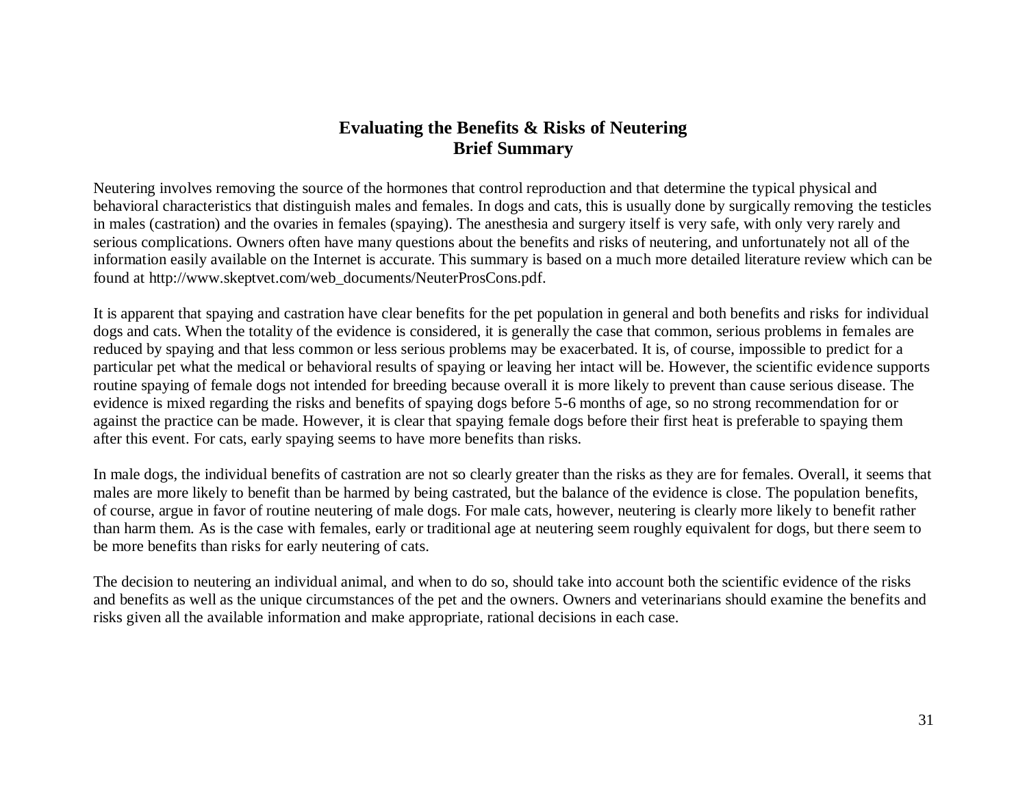# Evaluating the Benefits & Risks of Neutering
## Brief Summary

Neutering involves removing the source of the hormones that control reproduction and that determine the typical physical and behavioral characteristics that distinguish males and females. In dogs and cats, this is usually done by surgically removing the testicles in males (castration) and the ovaries in females (spaying). The anesthesia and surgery itself is very safe, with only very rarely and serious complications. Owners often have many questions about the benefits and risks of neutering, and unfortunately not all of the information easily available on the Internet is accurate. This summary is based on a much more detailed literature review which can be found at http://www.skeptvet.com/web_documents/NeuterProsCons.pdf.

It is apparent that spaying and castration have clear benefits for the pet population in general and both benefits and risks for individual dogs and cats. When the totality of the evidence is considered, it is generally the case that common, serious problems in females are reduced by spaying and that less common or less serious problems may be exacerbated. It is, of course, impossible to predict for a particular pet what the medical or behavioral results of spaying or leaving her intact will be. However, the scientific evidence supports routine spaying of female dogs not intended for breeding because overall it is more likely to prevent than cause serious disease. The evidence is mixed regarding the risks and benefits of spaying dogs before 5-6 months of age, so no strong recommendation for or against the practice can be made. However, it is clear that spaying female dogs before their first heat is preferable to spaying them after this event. For cats, early spaying seems to have more benefits than risks.

In male dogs, the individual benefits of castration are not so clearly greater than the risks as they are for females. Overall, it seems that males are more likely to benefit than be harmed by being castrated, but the balance of the evidence is close. The population benefits, of course, argue in favor of routine neutering of male dogs. For male cats, however, neutering is clearly more likely to benefit rather than harm them. As is the case with females, early or traditional age at neutering seem roughly equivalent for dogs, but there seem to be more benefits than risks for early neutering of cats.

The decision to neutering an individual animal, and when to do so, should take into account both the scientific evidence of the risks and benefits as well as the unique circumstances of the pet and the owners. Owners and veterinarians should examine the benefits and risks given all the available information and make appropriate, rational decisions in each case.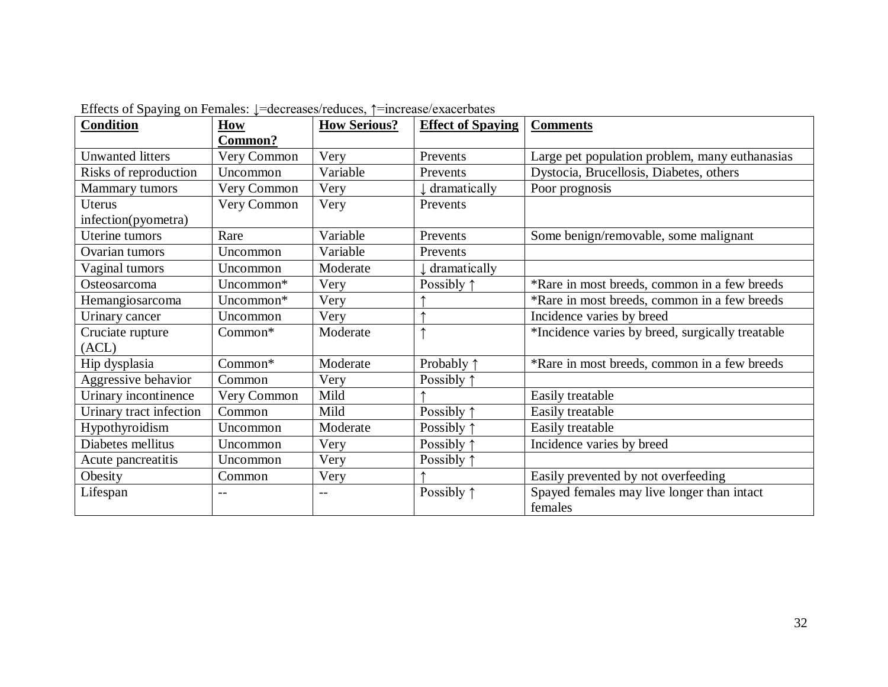Effects of Spaying on Females: ↓=decreases/reduces, ↑=increase/exacerbates

| **Condition** | **How Common?** | **How Serious?** | **Effect of Spaying** | **Comments** |
|---|---|---|---|---|
| Unwanted litters | Very Common | Very | Prevents | Large pet population problem, many euthanasias |
| Risks of reproduction | Uncommon | Variable | Prevents | Dystocia, Brucellosis, Diabetes, others |
| Mammary tumors | Very Common | Very | ↓ dramatically | Poor prognosis |
| Uterus infection(pyometra) | Very Common | Very | Prevents | |
| Uterine tumors | Rare | Variable | Prevents | Some benign/removable, some malignant |
| Ovarian tumors | Uncommon | Variable | Prevents | |
| Vaginal tumors | Uncommon | Moderate | ↓ dramatically | |
| Osteosarcoma | Uncommon* | Very | Possibly ↑ | *Rare in most breeds, common in a few breeds |
| Hemangiosarcoma | Uncommon* | Very | ↑ | *Rare in most breeds, common in a few breeds |
| Urinary cancer | Uncommon | Very | ↑ | Incidence varies by breed |
| Cruciate rupture (ACL) | Common* | Moderate | ↑ | *Incidence varies by breed, surgically treatable |
| Hip dysplasia | Common* | Moderate | Probably ↑ | *Rare in most breeds, common in a few breeds |
| Aggressive behavior | Common | Very | Possibly ↑ | |
| Urinary incontinence | Very Common | Mild | ↑ | Easily treatable |
| Urinary tract infection | Common | Mild | Possibly ↑ | Easily treatable |
| Hypothyroidism | Uncommon | Moderate | Possibly ↑ | Easily treatable |
| Diabetes mellitus | Uncommon | Very | Possibly ↑ | Incidence varies by breed |
| Acute pancreatitis | Uncommon | Very | Possibly ↑ | |
| Obesity | Common | Very | ↑ | Easily prevented by not overfeeding |
| Lifespan | -- | -- | Possibly ↑ | Spayed females may live longer than intact females |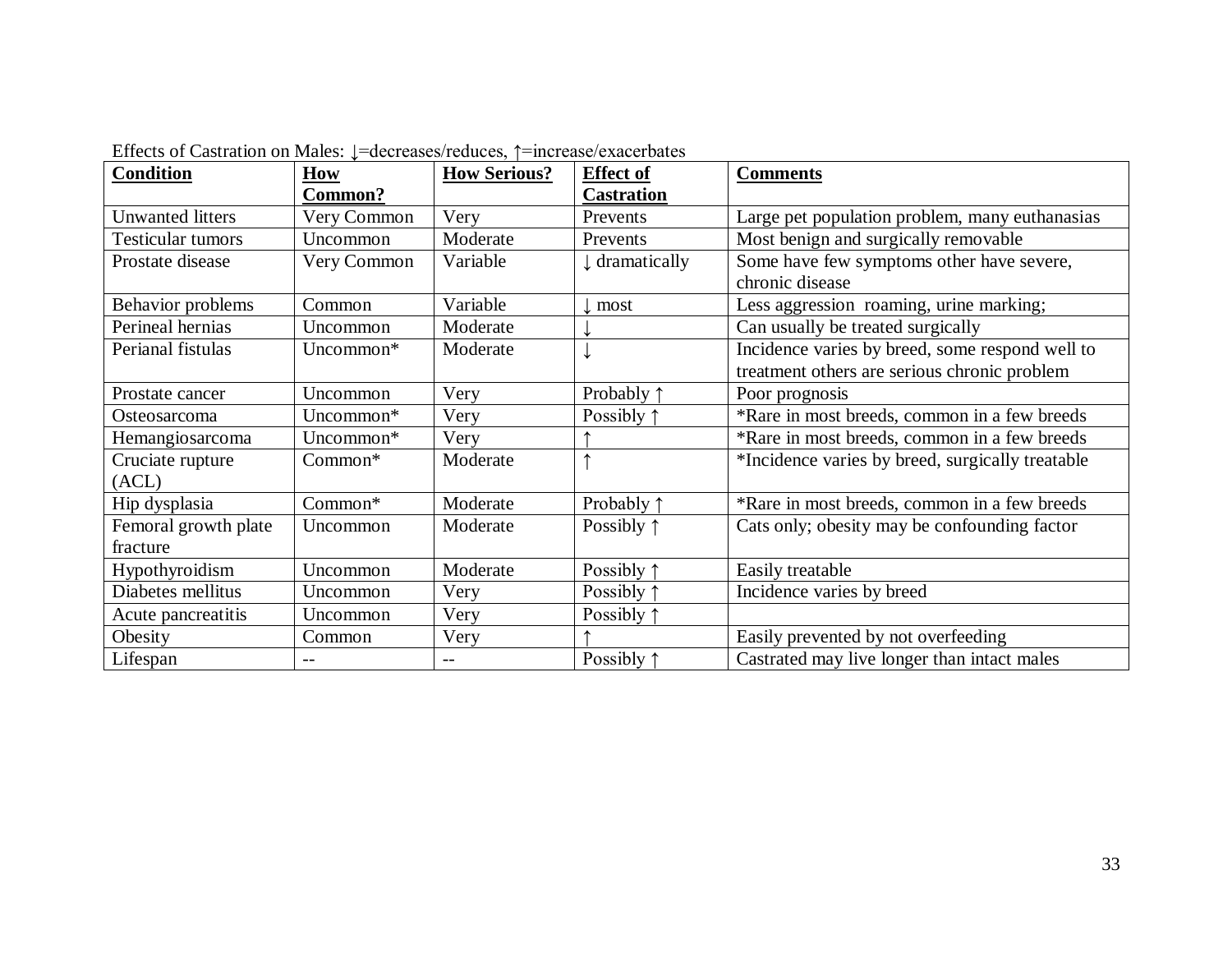Effects of Castration on Males: ↓=decreases/reduces, ↑=increase/exacerbates

| **Condition** | **How Common?** | **How Serious?** | **Effect of Castration** | **Comments** |
|---|---|---|---|---|
| Unwanted litters | Very Common | Very | Prevents | Large pet population problem, many euthanasias |
| Testicular tumors | Uncommon | Moderate | Prevents | Most benign and surgically removable |
| Prostate disease | Very Common | Variable | ↓ dramatically | Some have few symptoms other have severe, chronic disease |
| Behavior problems | Common | Variable | ↓ most | Less aggression roaming, urine marking; |
| Perineal hernias | Uncommon | Moderate | ↓ | Can usually be treated surgically |
| Perianal fistulas | Uncommon* | Moderate | ↓ | Incidence varies by breed, some respond well to treatment others are serious chronic problem |
| Prostate cancer | Uncommon | Very | Probably ↑ | Poor prognosis |
| Osteosarcoma | Uncommon* | Very | Possibly ↑ | *Rare in most breeds, common in a few breeds |
| Hemangiosarcoma | Uncommon* | Very | ↑ | *Rare in most breeds, common in a few breeds |
| Cruciate rupture (ACL) | Common* | Moderate | ↑ | *Incidence varies by breed, surgically treatable |
| Hip dysplasia | Common* | Moderate | Probably ↑ | *Rare in most breeds, common in a few breeds |
| Femoral growth plate fracture | Uncommon | Moderate | Possibly ↑ | Cats only; obesity may be confounding factor |
| Hypothyroidism | Uncommon | Moderate | Possibly ↑ | Easily treatable |
| Diabetes mellitus | Uncommon | Very | Possibly ↑ | Incidence varies by breed |
| Acute pancreatitis | Uncommon | Very | Possibly ↑ | |
| Obesity | Common | Very | ↑ | Easily prevented by not overfeeding |
| Lifespan | -- | -- | Possibly ↑ | Castrated may live longer than intact males |